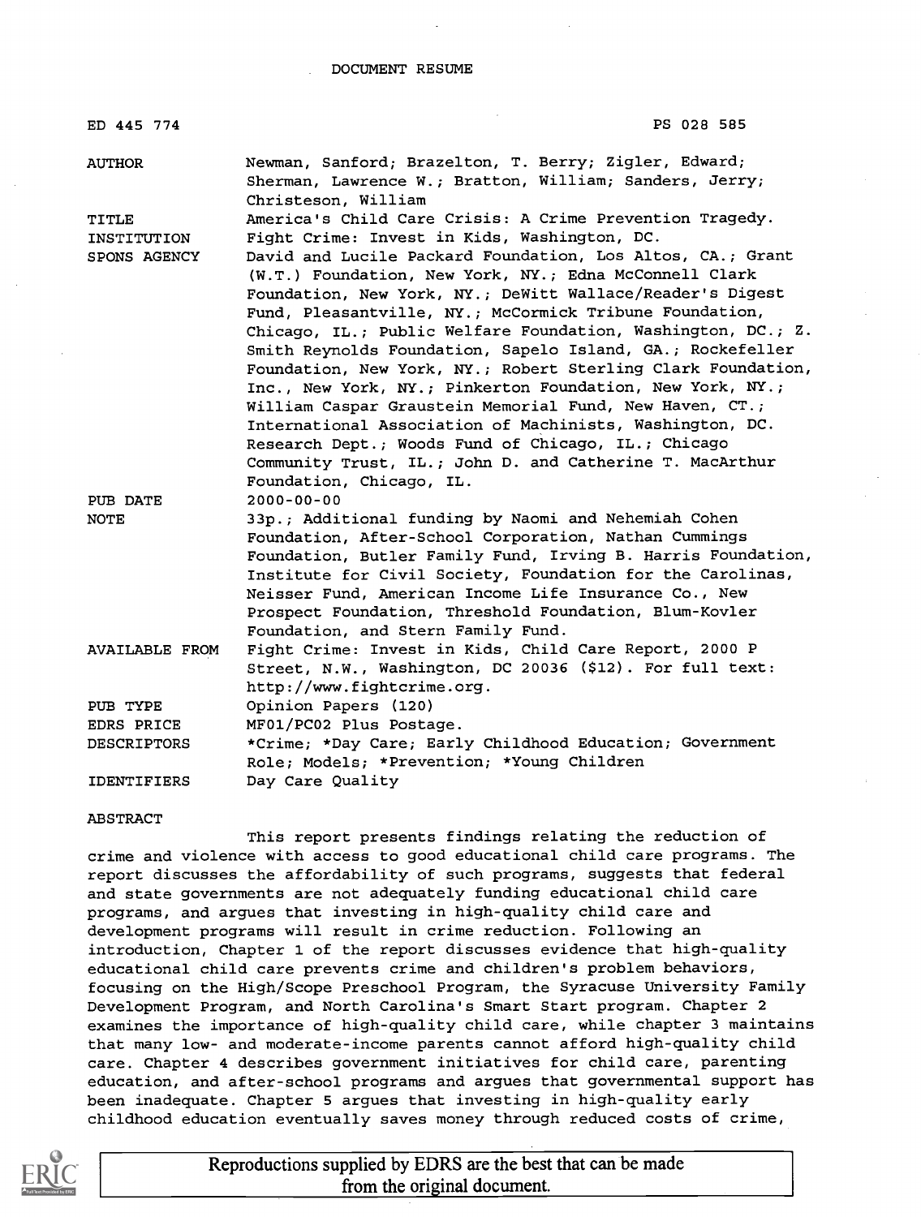DOCUMENT RESUME

| | |
|---|---|
| ED 445 774 | PS 028 585 |
| AUTHOR | Newman, Sanford; Brazelton, T. Berry; Zigler, Edward; Sherman, Lawrence W.; Bratton, William; Sanders, Jerry; Christeson, William |
| TITLE | America's Child Care Crisis: A Crime Prevention Tragedy. |
| INSTITUTION | Fight Crime: Invest in Kids, Washington, DC. |
| SPONS AGENCY | David and Lucile Packard Foundation, Los Altos, CA.; Grant (W.T.) Foundation, New York, NY.; Edna McConnell Clark Foundation, New York, NY.; DeWitt Wallace/Reader's Digest Fund, Pleasantville, NY.; McCormick Tribune Foundation, Chicago, IL.; Public Welfare Foundation, Washington, DC.; Z. Smith Reynolds Foundation, Sapelo Island, GA.; Rockefeller Foundation, New York, NY.; Robert Sterling Clark Foundation, Inc., New York, NY.; Pinkerton Foundation, New York, NY.; William Caspar Graustein Memorial Fund, New Haven, CT.; International Association of Machinists, Washington, DC. Research Dept.; Woods Fund of Chicago, IL.; Chicago Community Trust, IL.; John D. and Catherine T. MacArthur Foundation, Chicago, IL. |
| PUB DATE | 2000-00-00 |
| NOTE | 33p.; Additional funding by Naomi and Nehemiah Cohen Foundation, After-School Corporation, Nathan Cummings Foundation, Butler Family Fund, Irving B. Harris Foundation, Institute for Civil Society, Foundation for the Carolinas, Neisser Fund, American Income Life Insurance Co., New Prospect Foundation, Threshold Foundation, Blum-Kovler Foundation, and Stern Family Fund. |
| AVAILABLE FROM | Fight Crime: Invest in Kids, Child Care Report, 2000 P Street, N.W., Washington, DC 20036 ($12). For full text: http://www.fightcrime.org. |
| PUB TYPE | Opinion Papers (120) |
| EDRS PRICE | MF01/PC02 Plus Postage. |
| DESCRIPTORS | *Crime; *Day Care; Early Childhood Education; Government Role; Models; *Prevention; *Young Children |
| IDENTIFIERS | Day Care Quality |

ABSTRACT

This report presents findings relating the reduction of crime and violence with access to good educational child care programs. The report discusses the affordability of such programs, suggests that federal and state governments are not adequately funding educational child care programs, and argues that investing in high-quality child care and development programs will result in crime reduction. Following an introduction, Chapter 1 of the report discusses evidence that high-quality educational child care prevents crime and children's problem behaviors, focusing on the High/Scope Preschool Program, the Syracuse University Family Development Program, and North Carolina's Smart Start program. Chapter 2 examines the importance of high-quality child care, while chapter 3 maintains that many low- and moderate-income parents cannot afford high-quality child care. Chapter 4 describes government initiatives for child care, parenting education, and after-school programs and argues that governmental support has been inadequate. Chapter 5 argues that investing in high-quality early childhood education eventually saves money through reduced costs of crime,

Reproductions supplied by EDRS are the best that can be made from the original document.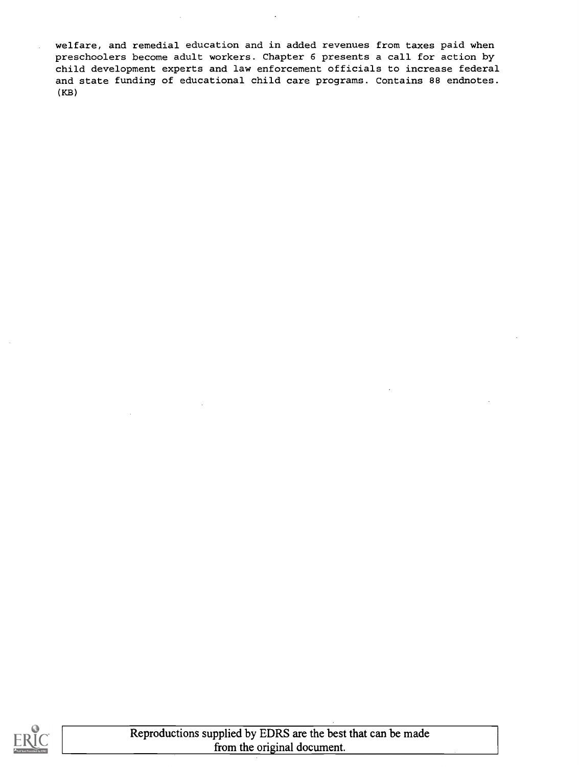welfare, and remedial education and in added revenues from taxes paid when preschoolers become adult workers. Chapter 6 presents a call for action by child development experts and law enforcement officials to increase federal and state funding of educational child care programs. Contains 88 endnotes. (KB)

Reproductions supplied by EDRS are the best that can be made from the original document.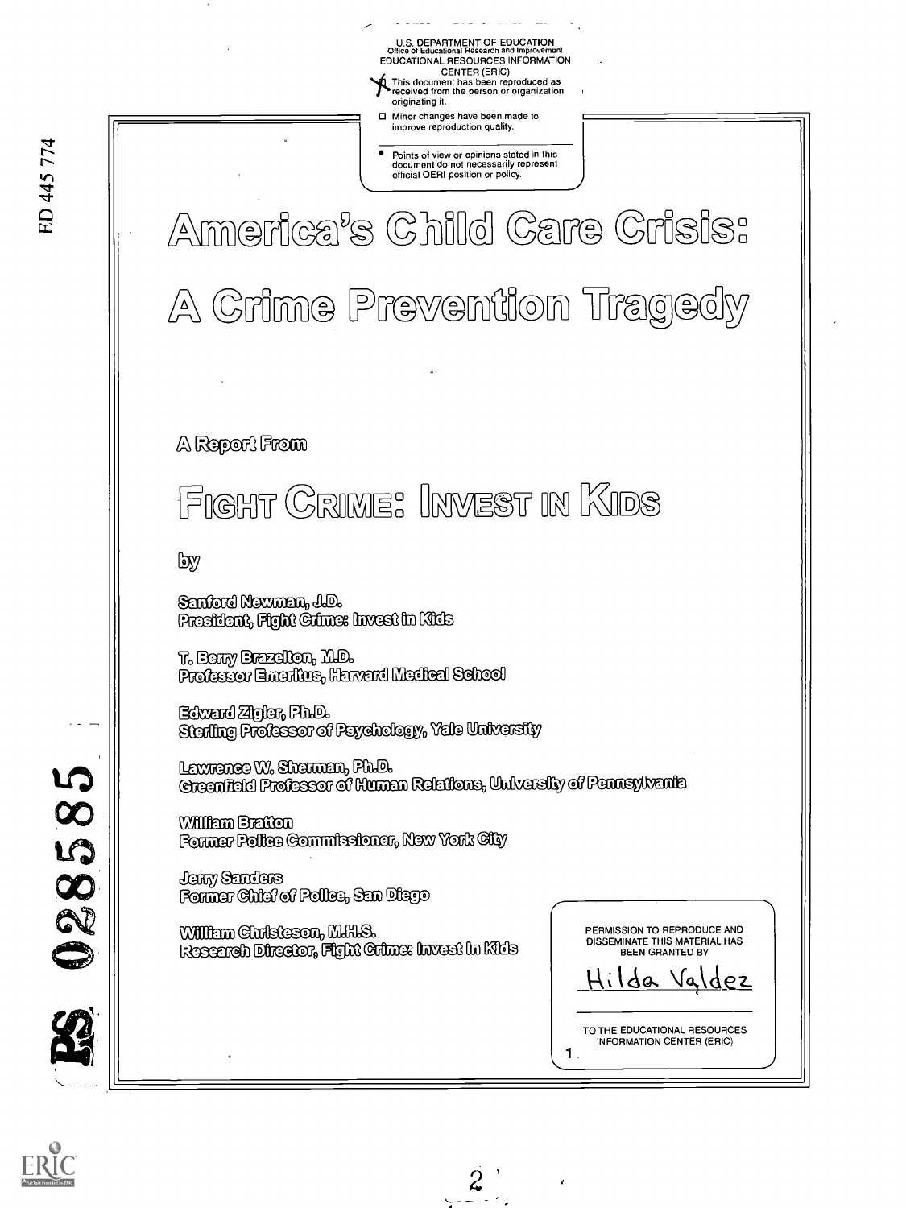U.S. DEPARTMENT OF EDUCATION
Office of Educational Research and Improvement
EDUCATIONAL RESOURCES INFORMATION CENTER (ERIC)

- [x] This document has been reproduced as received from the person or organization originating it.
- [ ] Minor changes have been made to improve reproduction quality.

- Points of view or opinions stated in this document do not necessarily represent official OERI position or policy.

ED 445 774

# America's Child Care Crisis: A Crime Prevention Tragedy

A Report From

## Fight Crime: Invest in Kids

by

Sanford Newman, J.D.
President, Fight Crime: Invest in Kids

T. Berry Brazelton, M.D.
Professor Emeritus, Harvard Medical School

Edward Zigler, Ph.D.
Sterling Professor of Psychology, Yale University

Lawrence W. Sherman, Ph.D.
Greenfield Professor of Human Relations, University of Pennsylvania

William Bratton
Former Police Commissioner, New York City

Jerry Sanders
Former Chief of Police, San Diego

William Christeson, M.H.S.
Research Director, Fight Crime: Invest in Kids

PERMISSION TO REPRODUCE AND DISSEMINATE THIS MATERIAL HAS BEEN GRANTED BY

Hilda Valdez

TO THE EDUCATIONAL RESOURCES INFORMATION CENTER (ERIC)

PS 028585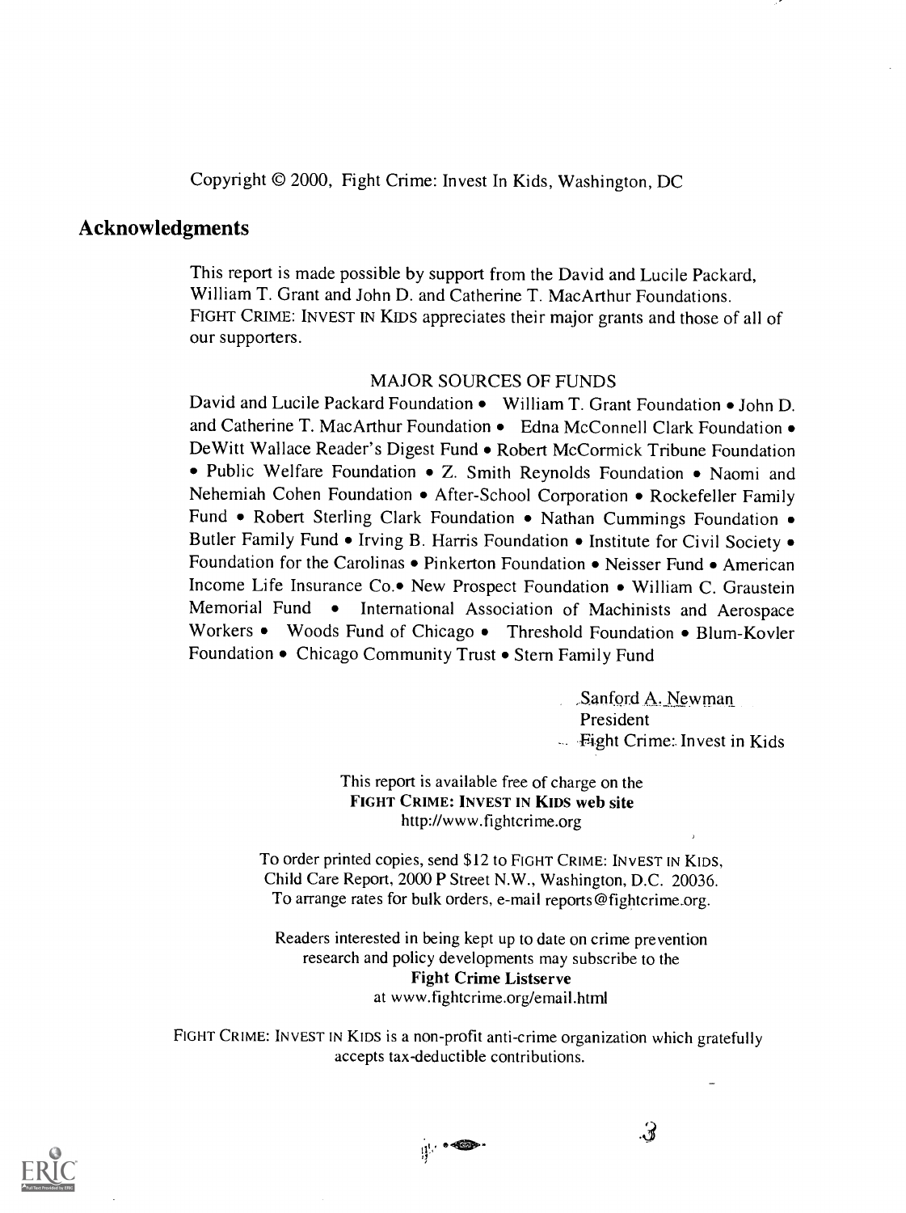Copyright © 2000, Fight Crime: Invest In Kids, Washington, DC

## Acknowledgments

This report is made possible by support from the David and Lucile Packard, William T. Grant and John D. and Catherine T. MacArthur Foundations. FIGHT CRIME: INVEST IN KIDS appreciates their major grants and those of all of our supporters.

MAJOR SOURCES OF FUNDS

David and Lucile Packard Foundation • William T. Grant Foundation • John D. and Catherine T. MacArthur Foundation • Edna McConnell Clark Foundation • DeWitt Wallace Reader's Digest Fund • Robert McCormick Tribune Foundation • Public Welfare Foundation • Z. Smith Reynolds Foundation • Naomi and Nehemiah Cohen Foundation • After-School Corporation • Rockefeller Family Fund • Robert Sterling Clark Foundation • Nathan Cummings Foundation • Butler Family Fund • Irving B. Harris Foundation • Institute for Civil Society • Foundation for the Carolinas • Pinkerton Foundation • Neisser Fund • American Income Life Insurance Co.• New Prospect Foundation • William C. Graustein Memorial Fund • International Association of Machinists and Aerospace Workers • Woods Fund of Chicago • Threshold Foundation • Blum-Kovler Foundation • Chicago Community Trust • Stern Family Fund

Sanford A. Newman
President
Fight Crime: Invest in Kids

This report is available free of charge on the
**FIGHT CRIME: INVEST IN KIDS web site**
http://www.fightcrime.org

To order printed copies, send $12 to FIGHT CRIME: INVEST IN KIDS, Child Care Report, 2000 P Street N.W., Washington, D.C. 20036. To arrange rates for bulk orders, e-mail reports@fightcrime.org.

Readers interested in being kept up to date on crime prevention research and policy developments may subscribe to the
**Fight Crime Listserve**
at www.fightcrime.org/email.html

FIGHT CRIME: INVEST IN KIDS is a non-profit anti-crime organization which gratefully accepts tax-deductible contributions.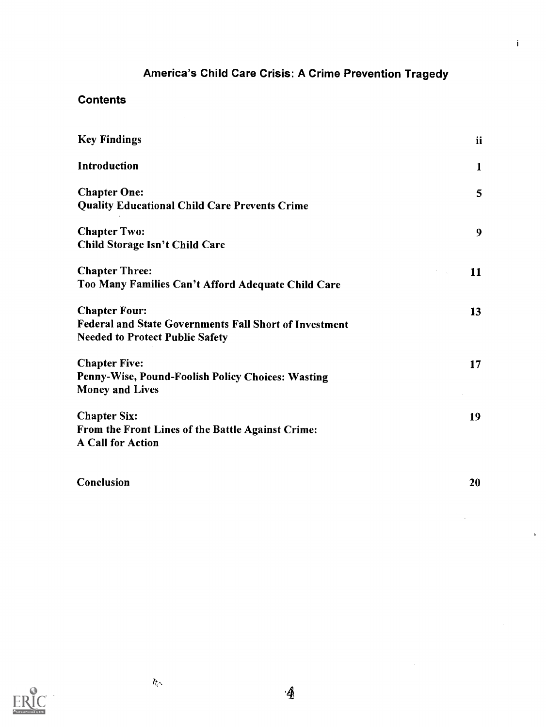# America's Child Care Crisis: A Crime Prevention Tragedy

## Contents

| | |
|---|---|
| **Key Findings** | **ii** |
| **Introduction** | **1** |
| **Chapter One:** **Quality Educational Child Care Prevents Crime** | **5** |
| **Chapter Two:** **Child Storage Isn't Child Care** | **9** |
| **Chapter Three:** **Too Many Families Can't Afford Adequate Child Care** | **11** |
| **Chapter Four:** **Federal and State Governments Fall Short of Investment Needed to Protect Public Safety** | **13** |
| **Chapter Five:** **Penny-Wise, Pound-Foolish Policy Choices: Wasting Money and Lives** | **17** |
| **Chapter Six:** **From the Front Lines of the Battle Against Crime: A Call for Action** | **19** |
| **Conclusion** | **20** |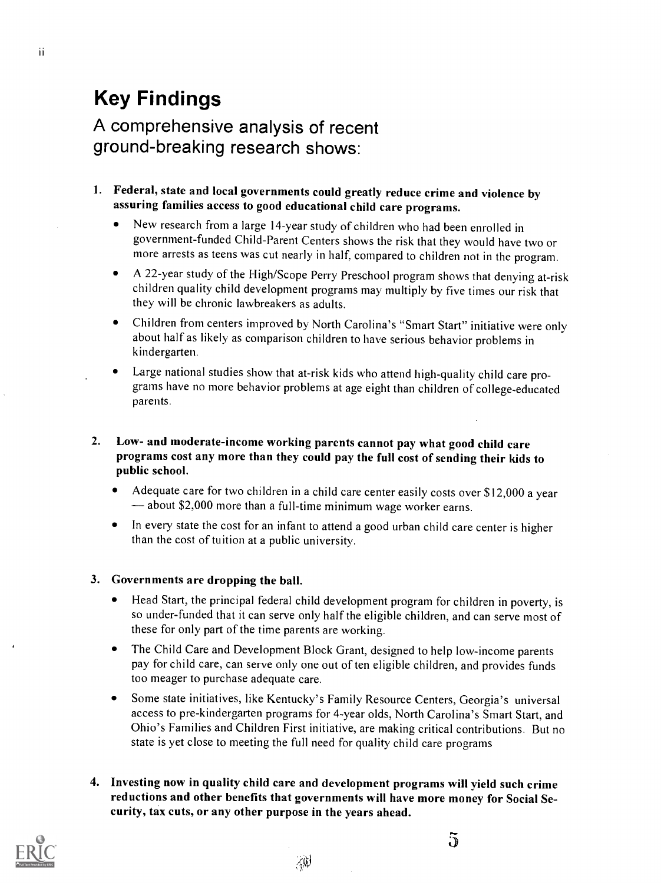# Key Findings

## A comprehensive analysis of recent ground-breaking research shows:

1. **Federal, state and local governments could greatly reduce crime and violence by assuring families access to good educational child care programs.**
   - New research from a large 14-year study of children who had been enrolled in government-funded Child-Parent Centers shows the risk that they would have two or more arrests as teens was cut nearly in half, compared to children not in the program.
   - A 22-year study of the High/Scope Perry Preschool program shows that denying at-risk children quality child development programs may multiply by five times our risk that they will be chronic lawbreakers as adults.
   - Children from centers improved by North Carolina's "Smart Start" initiative were only about half as likely as comparison children to have serious behavior problems in kindergarten.
   - Large national studies show that at-risk kids who attend high-quality child care programs have no more behavior problems at age eight than children of college-educated parents.

2. **Low- and moderate-income working parents cannot pay what good child care programs cost any more than they could pay the full cost of sending their kids to public school.**
   - Adequate care for two children in a child care center easily costs over $12,000 a year — about $2,000 more than a full-time minimum wage worker earns.
   - In every state the cost for an infant to attend a good urban child care center is higher than the cost of tuition at a public university.

3. **Governments are dropping the ball.**
   - Head Start, the principal federal child development program for children in poverty, is so under-funded that it can serve only half the eligible children, and can serve most of these for only part of the time parents are working.
   - The Child Care and Development Block Grant, designed to help low-income parents pay for child care, can serve only one out of ten eligible children, and provides funds too meager to purchase adequate care.
   - Some state initiatives, like Kentucky's Family Resource Centers, Georgia's universal access to pre-kindergarten programs for 4-year olds, North Carolina's Smart Start, and Ohio's Families and Children First initiative, are making critical contributions. But no state is yet close to meeting the full need for quality child care programs

4. **Investing now in quality child care and development programs will yield such crime reductions and other benefits that governments will have more money for Social Security, tax cuts, or any other purpose in the years ahead.**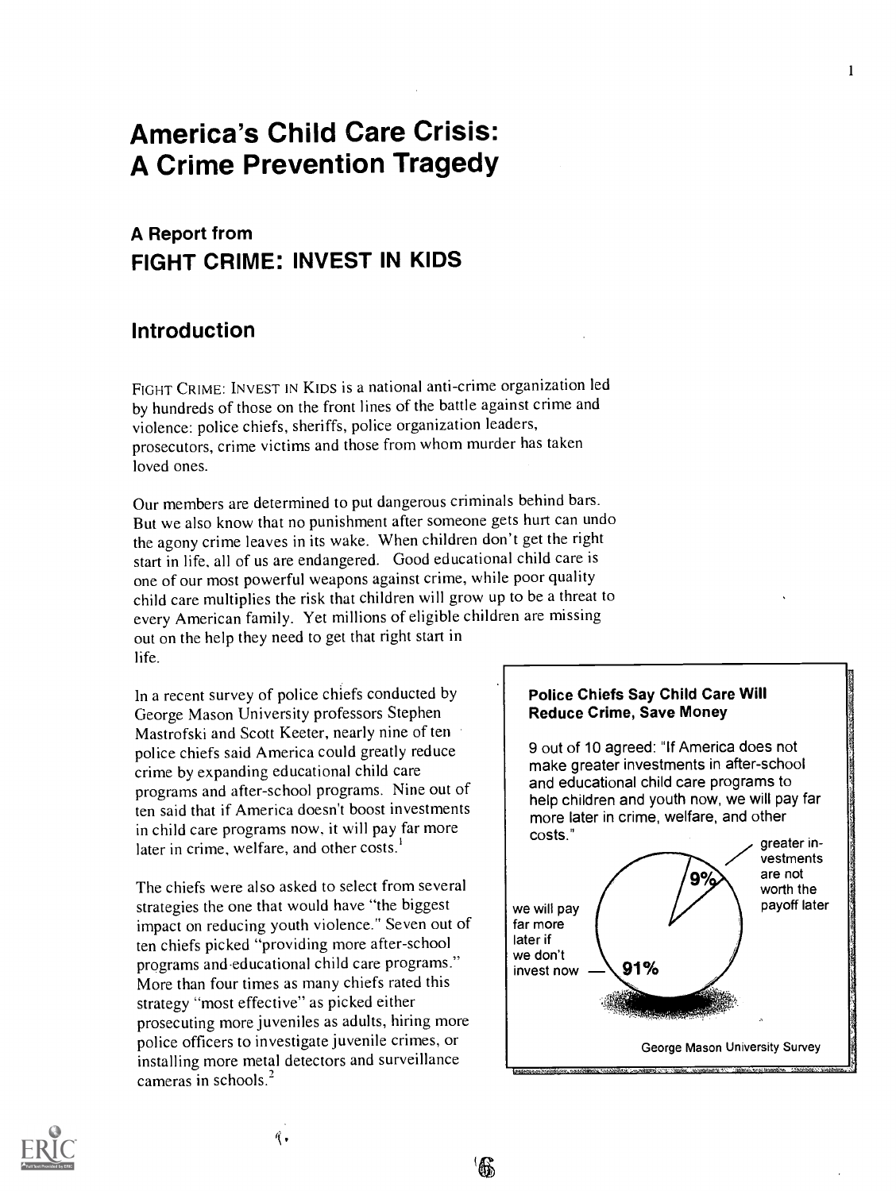# America's Child Care Crisis: A Crime Prevention Tragedy

## A Report from
## FIGHT CRIME: INVEST IN KIDS

## Introduction

FIGHT CRIME: INVEST IN KIDS is a national anti-crime organization led by hundreds of those on the front lines of the battle against crime and violence: police chiefs, sheriffs, police organization leaders, prosecutors, crime victims and those from whom murder has taken loved ones.

Our members are determined to put dangerous criminals behind bars. But we also know that no punishment after someone gets hurt can undo the agony crime leaves in its wake. When children don't get the right start in life, all of us are endangered. Good educational child care is one of our most powerful weapons against crime, while poor quality child care multiplies the risk that children will grow up to be a threat to every American family. Yet millions of eligible children are missing out on the help they need to get that right start in life.

In a recent survey of police chiefs conducted by George Mason University professors Stephen Mastrofski and Scott Keeter, nearly nine of ten police chiefs said America could greatly reduce crime by expanding educational child care programs and after-school programs. Nine out of ten said that if America doesn't boost investments in child care programs now, it will pay far more later in crime, welfare, and other costs.[1]

The chiefs were also asked to select from several strategies the one that would have "the biggest impact on reducing youth violence." Seven out of ten chiefs picked "providing more after-school programs and educational child care programs." More than four times as many chiefs rated this strategy "most effective" as picked either prosecuting more juveniles as adults, hiring more police officers to investigate juvenile crimes, or installing more metal detectors and surveillance cameras in schools.[2]

**Police Chiefs Say Child Care Will Reduce Crime, Save Money**

9 out of 10 agreed: "If America does not make greater investments in after-school and educational child care programs to help children and youth now, we will pay far more later in crime, welfare, and other costs."

- we will pay far more later if we don't invest now — 91%
- greater investments are not worth the payoff later — 9%

George Mason University Survey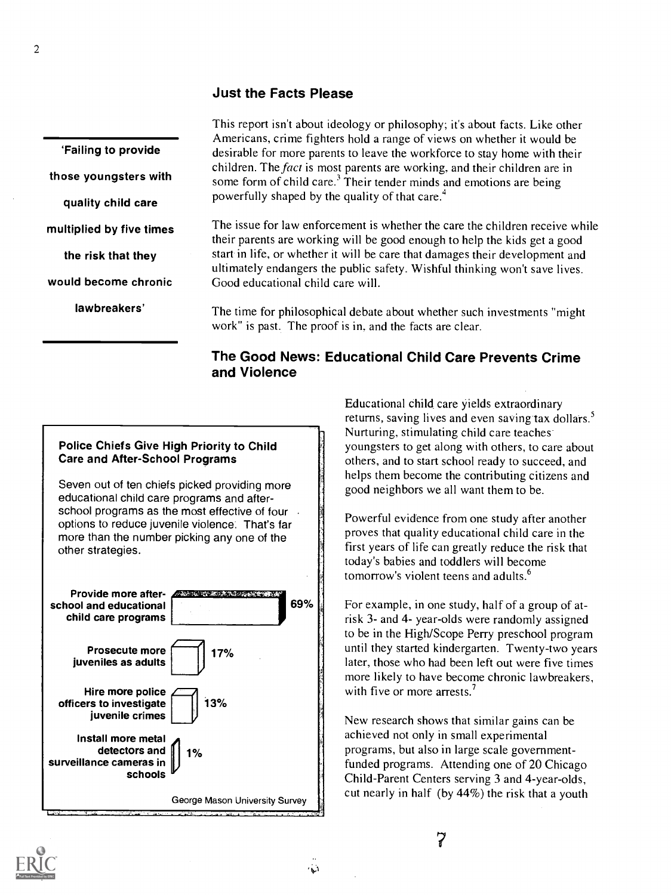## Just the Facts Please

> 'Failing to provide those youngsters with quality child care multiplied by five times the risk that they would become chronic lawbreakers'

This report isn't about ideology or philosophy; it's about facts. Like other Americans, crime fighters hold a range of views on whether it would be desirable for more parents to leave the workforce to stay home with their children. The *fact* is most parents are working, and their children are in some form of child care.[3] Their tender minds and emotions are being powerfully shaped by the quality of that care.[4]

The issue for law enforcement is whether the care the children receive while their parents are working will be good enough to help the kids get a good start in life, or whether it will be care that damages their development and ultimately endangers the public safety. Wishful thinking won't save lives. Good educational child care will.

The time for philosophical debate about whether such investments "might work" is past. The proof is in, and the facts are clear.

## The Good News: Educational Child Care Prevents Crime and Violence

**Police Chiefs Give High Priority to Child Care and After-School Programs**

Seven out of ten chiefs picked providing more educational child care programs and after-school programs as the most effective of four options to reduce juvenile violence. That's far more than the number picking any one of the other strategies.

| Option | Percent |
|---|---|
| Provide more after-school and educational child care programs | 69% |
| Prosecute more juveniles as adults | 17% |
| Hire more police officers to investigate juvenile crimes | 13% |
| Install more metal detectors and surveillance cameras in schools | 1% |

George Mason University Survey

Educational child care yields extraordinary returns, saving lives and even saving tax dollars.[5] Nurturing, stimulating child care teaches youngsters to get along with others, to care about others, and to start school ready to succeed, and helps them become the contributing citizens and good neighbors we all want them to be.

Powerful evidence from one study after another proves that quality educational child care in the first years of life can greatly reduce the risk that today's babies and toddlers will become tomorrow's violent teens and adults.[6]

For example, in one study, half of a group of at-risk 3- and 4- year-olds were randomly assigned to be in the High/Scope Perry preschool program until they started kindergarten. Twenty-two years later, those who had been left out were five times more likely to have become chronic lawbreakers, with five or more arrests.[7]

New research shows that similar gains can be achieved not only in small experimental programs, but also in large scale government-funded programs. Attending one of 20 Chicago Child-Parent Centers serving 3 and 4-year-olds, cut nearly in half (by 44%) the risk that a youth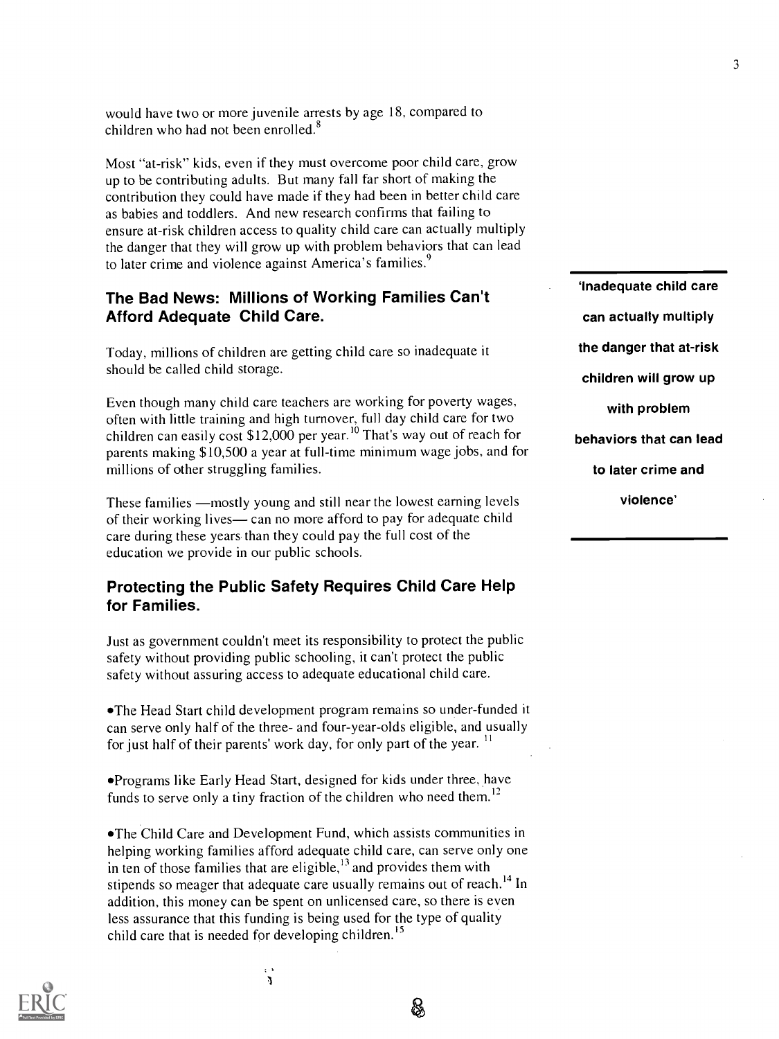would have two or more juvenile arrests by age 18, compared to children who had not been enrolled.[8]

Most "at-risk" kids, even if they must overcome poor child care, grow up to be contributing adults. But many fall far short of making the contribution they could have made if they had been in better child care as babies and toddlers. And new research confirms that failing to ensure at-risk children access to quality child care can actually multiply the danger that they will grow up with problem behaviors that can lead to later crime and violence against America's families.[9]

## The Bad News: Millions of Working Families Can't Afford Adequate Child Care.

Today, millions of children are getting child care so inadequate it should be called child storage.

Even though many child care teachers are working for poverty wages, often with little training and high turnover, full day child care for two children can easily cost $12,000 per year.[10] That's way out of reach for parents making $10,500 a year at full-time minimum wage jobs, and for millions of other struggling families.

These families —mostly young and still near the lowest earning levels of their working lives— can no more afford to pay for adequate child care during these years than they could pay the full cost of the education we provide in our public schools.

**'Inadequate child care can actually multiply the danger that at-risk children will grow up with problem behaviors that can lead to later crime and violence'**

## Protecting the Public Safety Requires Child Care Help for Families.

Just as government couldn't meet its responsibility to protect the public safety without providing public schooling, it can't protect the public safety without assuring access to adequate educational child care.

- The Head Start child development program remains so under-funded it can serve only half of the three- and four-year-olds eligible, and usually for just half of their parents' work day, for only part of the year.[11]

- Programs like Early Head Start, designed for kids under three, have funds to serve only a tiny fraction of the children who need them.[12]

- The Child Care and Development Fund, which assists communities in helping working families afford adequate child care, can serve only one in ten of those families that are eligible,[13] and provides them with stipends so meager that adequate care usually remains out of reach.[14] In addition, this money can be spent on unlicensed care, so there is even less assurance that this funding is being used for the type of quality child care that is needed for developing children.[15]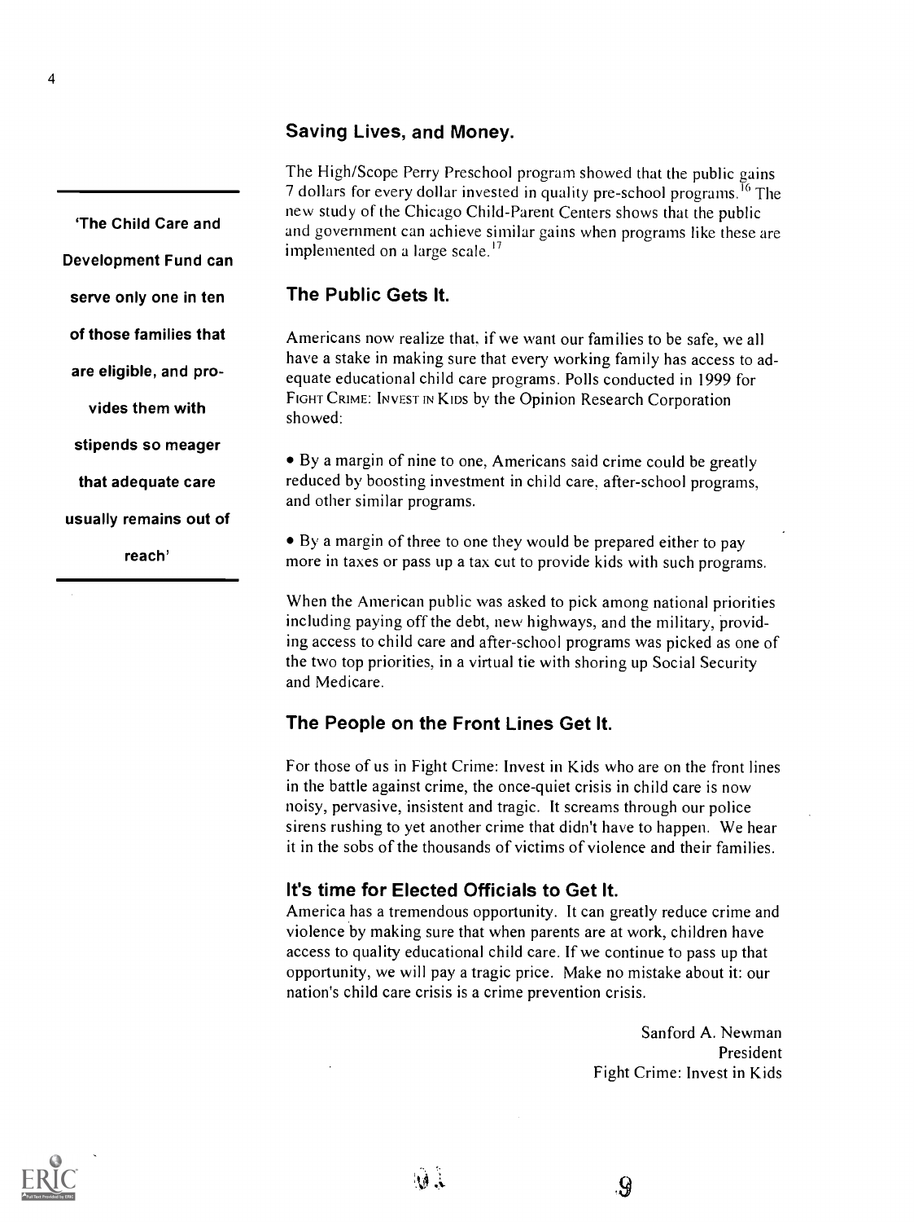## Saving Lives, and Money.

The High/Scope Perry Preschool program showed that the public gains 7 dollars for every dollar invested in quality pre-school programs.[16] The new study of the Chicago Child-Parent Centers shows that the public and government can achieve similar gains when programs like these are implemented on a large scale.[17]

**'The Child Care and Development Fund can serve only one in ten of those families that are eligible, and provides them with stipends so meager that adequate care usually remains out of reach'**

## The Public Gets It.

Americans now realize that, if we want our families to be safe, we all have a stake in making sure that every working family has access to adequate educational child care programs. Polls conducted in 1999 for FIGHT CRIME: INVEST IN KIDS by the Opinion Research Corporation showed:

- By a margin of nine to one, Americans said crime could be greatly reduced by boosting investment in child care, after-school programs, and other similar programs.
- By a margin of three to one they would be prepared either to pay more in taxes or pass up a tax cut to provide kids with such programs.

When the American public was asked to pick among national priorities including paying off the debt, new highways, and the military, providing access to child care and after-school programs was picked as one of the two top priorities, in a virtual tie with shoring up Social Security and Medicare.

## The People on the Front Lines Get It.

For those of us in Fight Crime: Invest in Kids who are on the front lines in the battle against crime, the once-quiet crisis in child care is now noisy, pervasive, insistent and tragic. It screams through our police sirens rushing to yet another crime that didn't have to happen. We hear it in the sobs of the thousands of victims of violence and their families.

## It's time for Elected Officials to Get It.

America has a tremendous opportunity. It can greatly reduce crime and violence by making sure that when parents are at work, children have access to quality educational child care. If we continue to pass up that opportunity, we will pay a tragic price. Make no mistake about it: our nation's child care crisis is a crime prevention crisis.

Sanford A. Newman
President
Fight Crime: Invest in Kids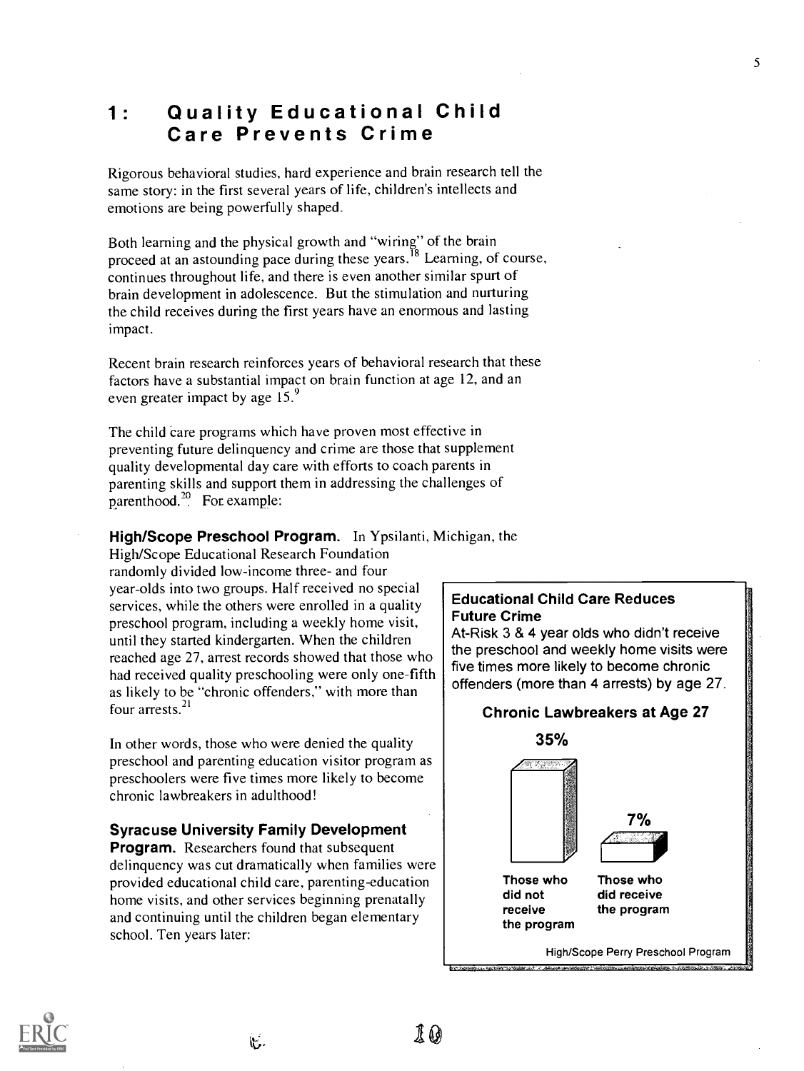## 1: Quality Educational Child Care Prevents Crime

Rigorous behavioral studies, hard experience and brain research tell the same story: in the first several years of life, children's intellects and emotions are being powerfully shaped.

Both learning and the physical growth and "wiring" of the brain proceed at an astounding pace during these years.[18] Learning, of course, continues throughout life, and there is even another similar spurt of brain development in adolescence. But the stimulation and nurturing the child receives during the first years have an enormous and lasting impact.

Recent brain research reinforces years of behavioral research that these factors have a substantial impact on brain function at age 12, and an even greater impact by age 15.[9]

The child care programs which have proven most effective in preventing future delinquency and crime are those that supplement quality developmental day care with efforts to coach parents in parenting skills and support them in addressing the challenges of parenthood.[20] For example:

**High/Scope Preschool Program.** In Ypsilanti, Michigan, the High/Scope Educational Research Foundation randomly divided low-income three- and four year-olds into two groups. Half received no special services, while the others were enrolled in a quality preschool program, including a weekly home visit, until they started kindergarten. When the children reached age 27, arrest records showed that those who had received quality preschooling were only one-fifth as likely to be "chronic offenders," with more than four arrests.[21]

In other words, those who were denied the quality preschool and parenting education visitor program as preschoolers were five times more likely to become chronic lawbreakers in adulthood!

**Educational Child Care Reduces Future Crime**

At-Risk 3 & 4 year olds who didn't receive the preschool and weekly home visits were five times more likely to become chronic offenders (more than 4 arrests) by age 27.

**Chronic Lawbreakers at Age 27**

| Those who did not receive the program | Those who did receive the program |
|---|---|
| 35% | 7% |

High/Scope Perry Preschool Program

**Syracuse University Family Development Program.** Researchers found that subsequent delinquency was cut dramatically when families were provided educational child care, parenting-education home visits, and other services beginning prenatally and continuing until the children began elementary school. Ten years later: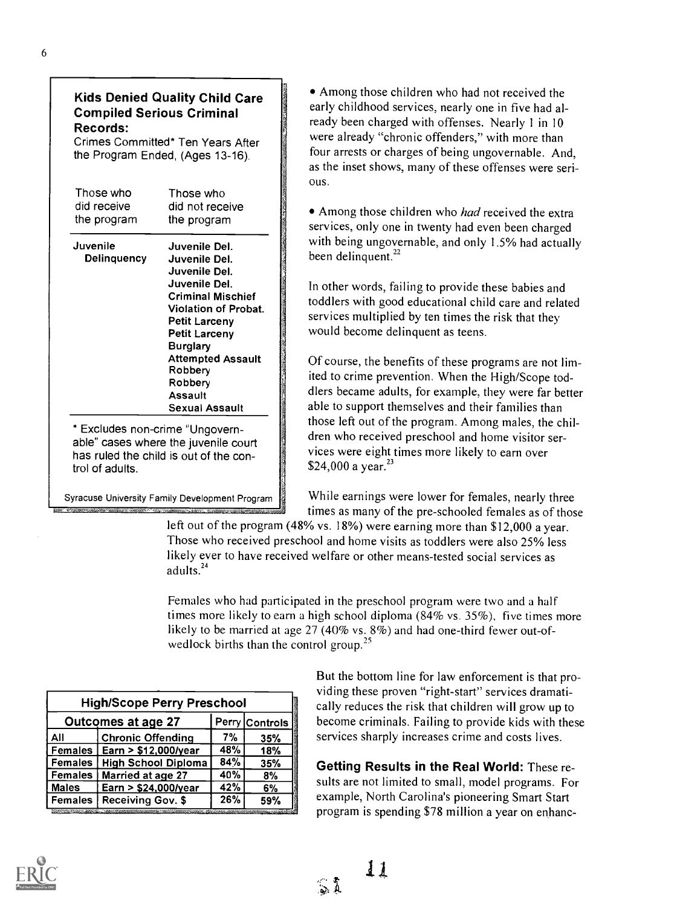### Kids Denied Quality Child Care Compiled Serious Criminal Records:

Crimes Committed* Ten Years After the Program Ended, (Ages 13-16).

| Those who did receive the program | Those who did not receive the program |
|---|---|
| **Juvenile Delinquency** | **Juvenile Del.** |
| | **Juvenile Del.** |
| | **Juvenile Del.** |
| | **Juvenile Del.** |
| | **Criminal Mischief** |
| | **Violation of Probat.** |
| | **Petit Larceny** |
| | **Petit Larceny** |
| | **Burglary** |
| | **Attempted Assault** |
| | **Robbery** |
| | **Robbery** |
| | **Assault** |
| | **Sexual Assault** |

* Excludes non-crime "Ungovernable" cases where the juvenile court has ruled the child is out of the control of adults.

Syracuse University Family Development Program

- Among those children who had not received the early childhood services, nearly one in five had already been charged with offenses. Nearly 1 in 10 were already "chronic offenders," with more than four arrests or charges of being ungovernable. And, as the inset shows, many of these offenses were serious.

- Among those children who *had* received the extra services, only one in twenty had even been charged with being ungovernable, and only 1.5% had actually been delinquent.[22]

In other words, failing to provide these babies and toddlers with good educational child care and related services multiplied by ten times the risk that they would become delinquent as teens.

Of course, the benefits of these programs are not limited to crime prevention. When the High/Scope toddlers became adults, for example, they were far better able to support themselves and their families than those left out of the program. Among males, the children who received preschool and home visitor services were eight times more likely to earn over $24,000 a year.[23]

While earnings were lower for females, nearly three times as many of the pre-schooled females as of those left out of the program (48% vs. 18%) were earning more than $12,000 a year. Those who received preschool and home visits as toddlers were also 25% less likely ever to have received welfare or other means-tested social services as adults.[24]

Females who had participated in the preschool program were two and a half times more likely to earn a high school diploma (84% vs. 35%), five times more likely to be married at age 27 (40% vs. 8%) and had one-third fewer out-of-wedlock births than the control group.[25]

| High/Scope Perry Preschool | | | |
|---|---|---|---|
| Outcomes at age 27 | | Perry | Controls |
| All | Chronic Offending | 7% | 35% |
| Females | Earn > $12,000/year | 48% | 18% |
| Females | High School Diploma | 84% | 35% |
| Females | Married at age 27 | 40% | 8% |
| Males | Earn > $24,000/year | 42% | 6% |
| Females | Receiving Gov. $ | 26% | 59% |

But the bottom line for law enforcement is that providing these proven "right-start" services dramatically reduces the risk that children will grow up to become criminals. Failing to provide kids with these services sharply increases crime and costs lives.

**Getting Results in the Real World:** These results are not limited to small, model programs. For example, North Carolina's pioneering Smart Start program is spending $78 million a year on enhanc-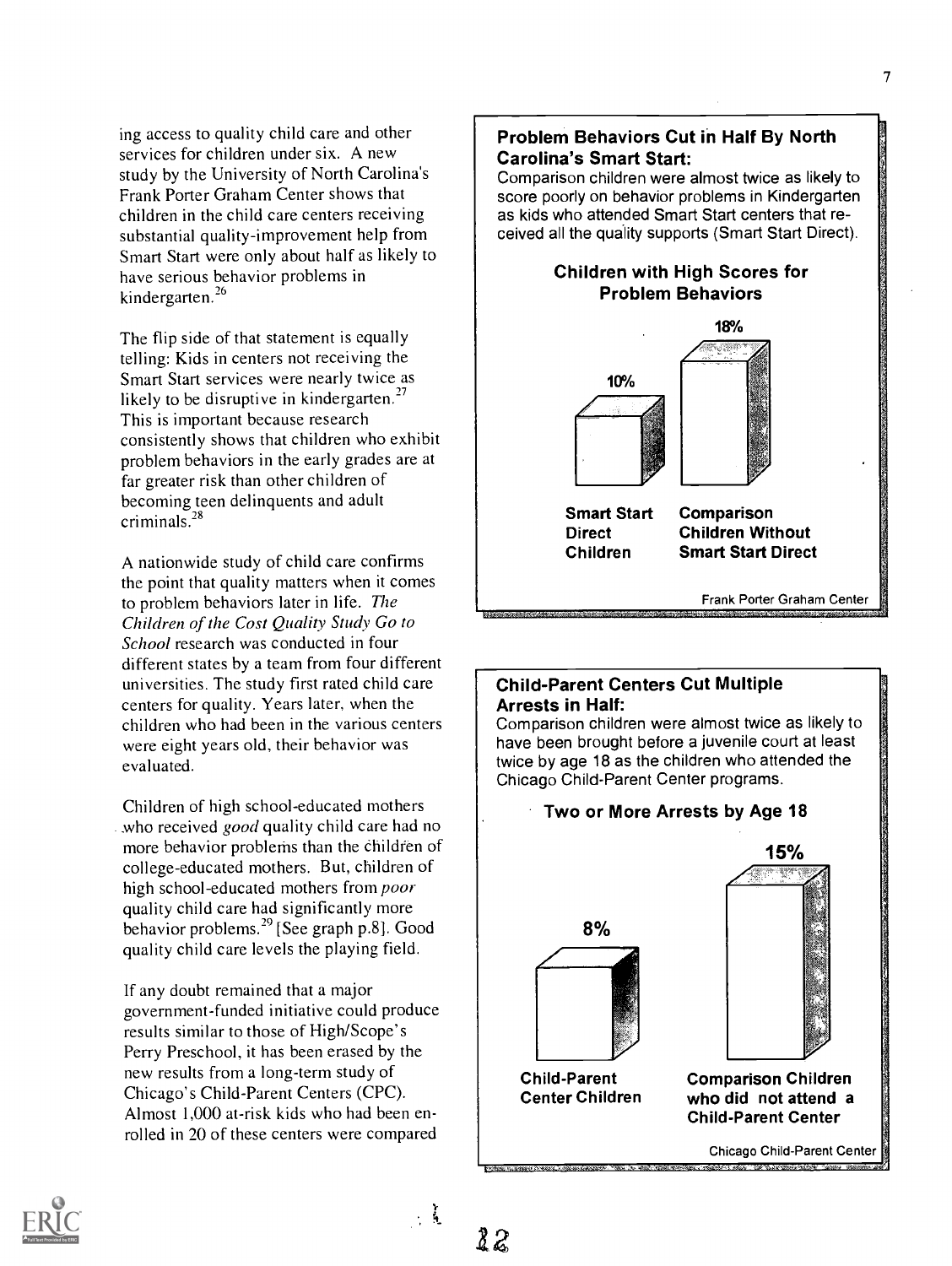ing access to quality child care and other services for children under six. A new study by the University of North Carolina's Frank Porter Graham Center shows that children in the child care centers receiving substantial quality-improvement help from Smart Start were only about half as likely to have serious behavior problems in kindergarten.[26]

The flip side of that statement is equally telling: Kids in centers not receiving the Smart Start services were nearly twice as likely to be disruptive in kindergarten.[27] This is important because research consistently shows that children who exhibit problem behaviors in the early grades are at far greater risk than other children of becoming teen delinquents and adult criminals.[28]

A nationwide study of child care confirms the point that quality matters when it comes to problem behaviors later in life. *The Children of the Cost Quality Study Go to School* research was conducted in four different states by a team from four different universities. The study first rated child care centers for quality. Years later, when the children who had been in the various centers were eight years old, their behavior was evaluated.

Children of high school-educated mothers who received *good* quality child care had no more behavior problems than the children of college-educated mothers. But, children of high school-educated mothers from *poor* quality child care had significantly more behavior problems.[29] [See graph p.8]. Good quality child care levels the playing field.

If any doubt remained that a major government-funded initiative could produce results similar to those of High/Scope's Perry Preschool, it has been erased by the new results from a long-term study of Chicago's Child-Parent Centers (CPC). Almost 1,000 at-risk kids who had been enrolled in 20 of these centers were compared

**Problem Behaviors Cut in Half By North Carolina's Smart Start:**
Comparison children were almost twice as likely to score poorly on behavior problems in Kindergarten as kids who attended Smart Start centers that received all the quality supports (Smart Start Direct).

**Children with High Scores for Problem Behaviors**

| Group | Percent |
|---|---|
| Smart Start Direct Children | 10% |
| Comparison Children Without Smart Start Direct | 18% |

Frank Porter Graham Center

**Child-Parent Centers Cut Multiple Arrests in Half:**
Comparison children were almost twice as likely to have been brought before a juvenile court at least twice by age 18 as the children who attended the Chicago Child-Parent Center programs.

**Two or More Arrests by Age 18**

| Group | Percent |
|---|---|
| Child-Parent Center Children | 8% |
| Comparison Children who did not attend a Child-Parent Center | 15% |

Chicago Child-Parent Center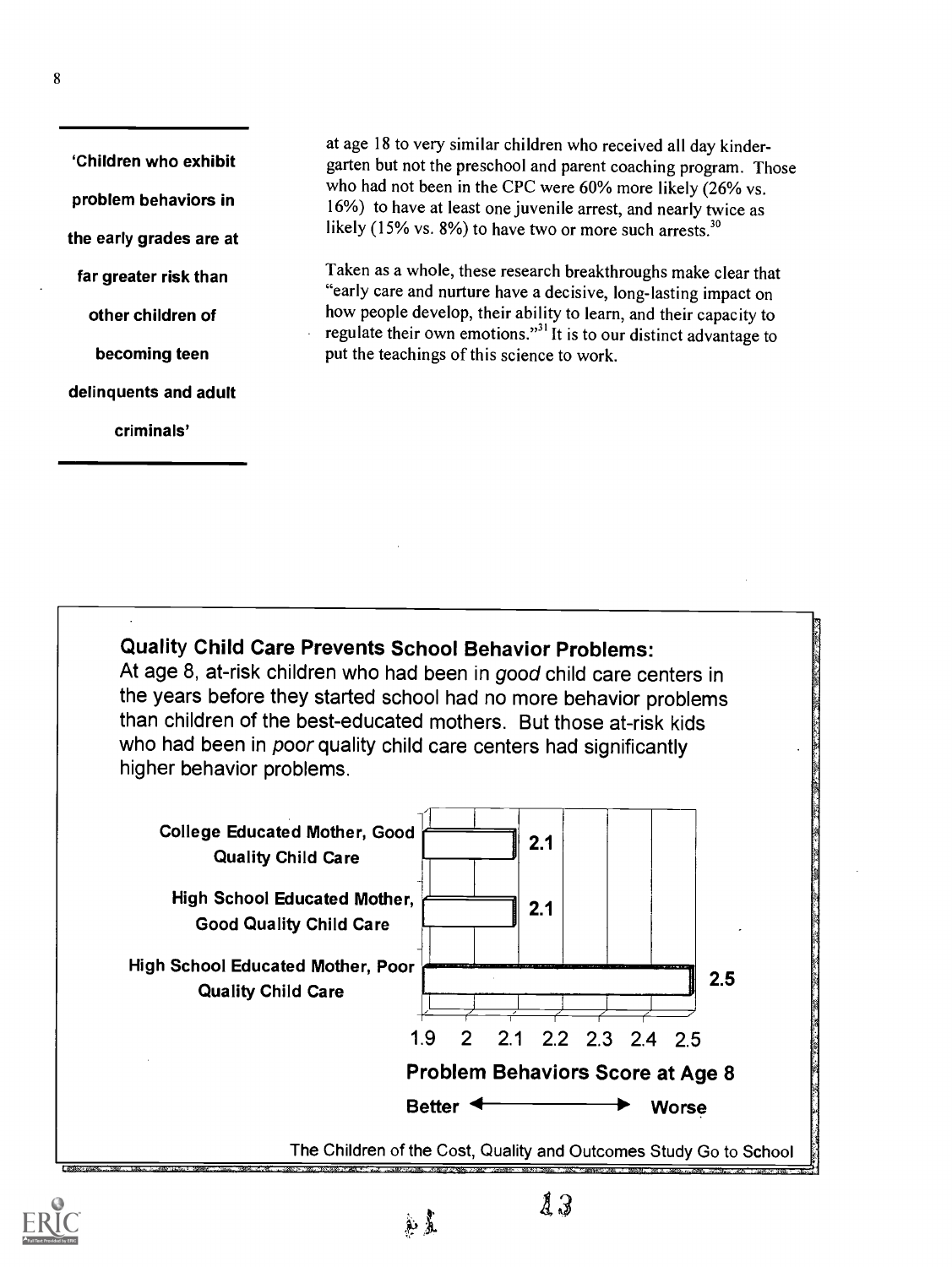at age 18 to very similar children who received all day kindergarten but not the preschool and parent coaching program. Those who had not been in the CPC were 60% more likely (26% vs. 16%) to have at least one juvenile arrest, and nearly twice as likely (15% vs. 8%) to have two or more such arrests.[30]

> **'Children who exhibit problem behaviors in the early grades are at far greater risk than other children of becoming teen delinquents and adult criminals'**

Taken as a whole, these research breakthroughs make clear that "early care and nurture have a decisive, long-lasting impact on how people develop, their ability to learn, and their capacity to regulate their own emotions."[31] It is to our distinct advantage to put the teachings of this science to work.

**Quality Child Care Prevents School Behavior Problems:**
At age 8, at-risk children who had been in *good* child care centers in the years before they started school had no more behavior problems than children of the best-educated mothers. But those at-risk kids who had been in *poor* quality child care centers had significantly higher behavior problems.

| Group | Problem Behaviors Score at Age 8 |
|---|---|
| College Educated Mother, Good Quality Child Care | 2.1 |
| High School Educated Mother, Good Quality Child Care | 2.1 |
| High School Educated Mother, Poor Quality Child Care | 2.5 |

Problem Behaviors Score at Age 8 (axis 1.9 – 2.5): Better ← → Worse

The Children of the Cost, Quality and Outcomes Study Go to School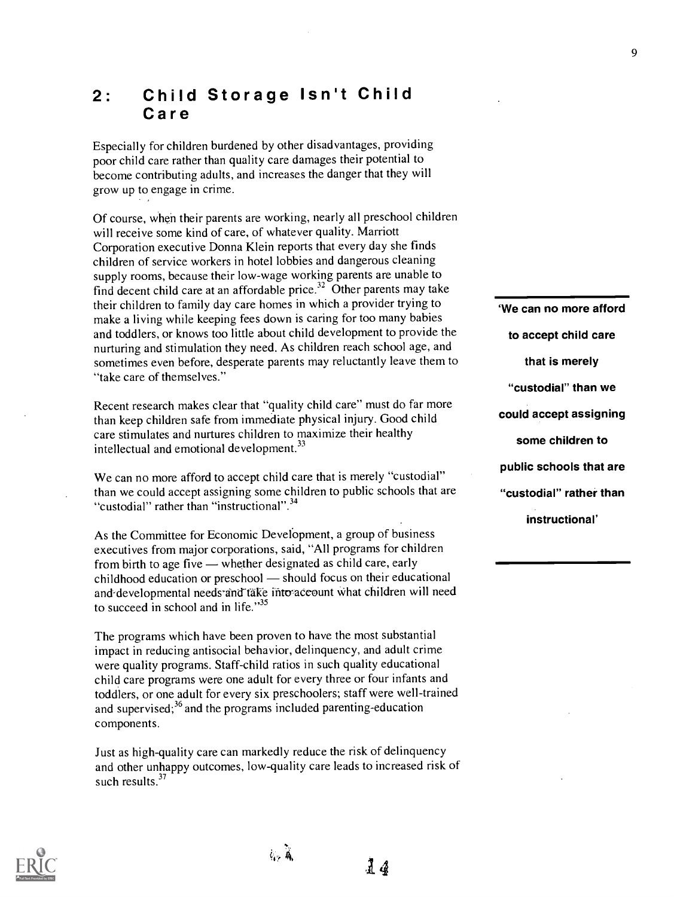## 2: Child Storage Isn't Child Care

Especially for children burdened by other disadvantages, providing poor child care rather than quality care damages their potential to become contributing adults, and increases the danger that they will grow up to engage in crime.

Of course, when their parents are working, nearly all preschool children will receive some kind of care, of whatever quality. Marriott Corporation executive Donna Klein reports that every day she finds children of service workers in hotel lobbies and dangerous cleaning supply rooms, because their low-wage working parents are unable to find decent child care at an affordable price.[32] Other parents may take their children to family day care homes in which a provider trying to make a living while keeping fees down is caring for too many babies and toddlers, or knows too little about child development to provide the nurturing and stimulation they need. As children reach school age, and sometimes even before, desperate parents may reluctantly leave them to "take care of themselves."

Recent research makes clear that "quality child care" must do far more than keep children safe from immediate physical injury. Good child care stimulates and nurtures children to maximize their healthy intellectual and emotional development.[33]

We can no more afford to accept child care that is merely "custodial" than we could accept assigning some children to public schools that are "custodial" rather than "instructional".[34]

**'We can no more afford to accept child care that is merely "custodial" than we could accept assigning some children to public schools that are "custodial" rather than instructional'**

As the Committee for Economic Development, a group of business executives from major corporations, said, "All programs for children from birth to age five — whether designated as child care, early childhood education or preschool — should focus on their educational and developmental needs and take into account what children will need to succeed in school and in life."[35]

The programs which have been proven to have the most substantial impact in reducing antisocial behavior, delinquency, and adult crime were quality programs. Staff-child ratios in such quality educational child care programs were one adult for every three or four infants and toddlers, or one adult for every six preschoolers; staff were well-trained and supervised;[36] and the programs included parenting-education components.

Just as high-quality care can markedly reduce the risk of delinquency and other unhappy outcomes, low-quality care leads to increased risk of such results.[37]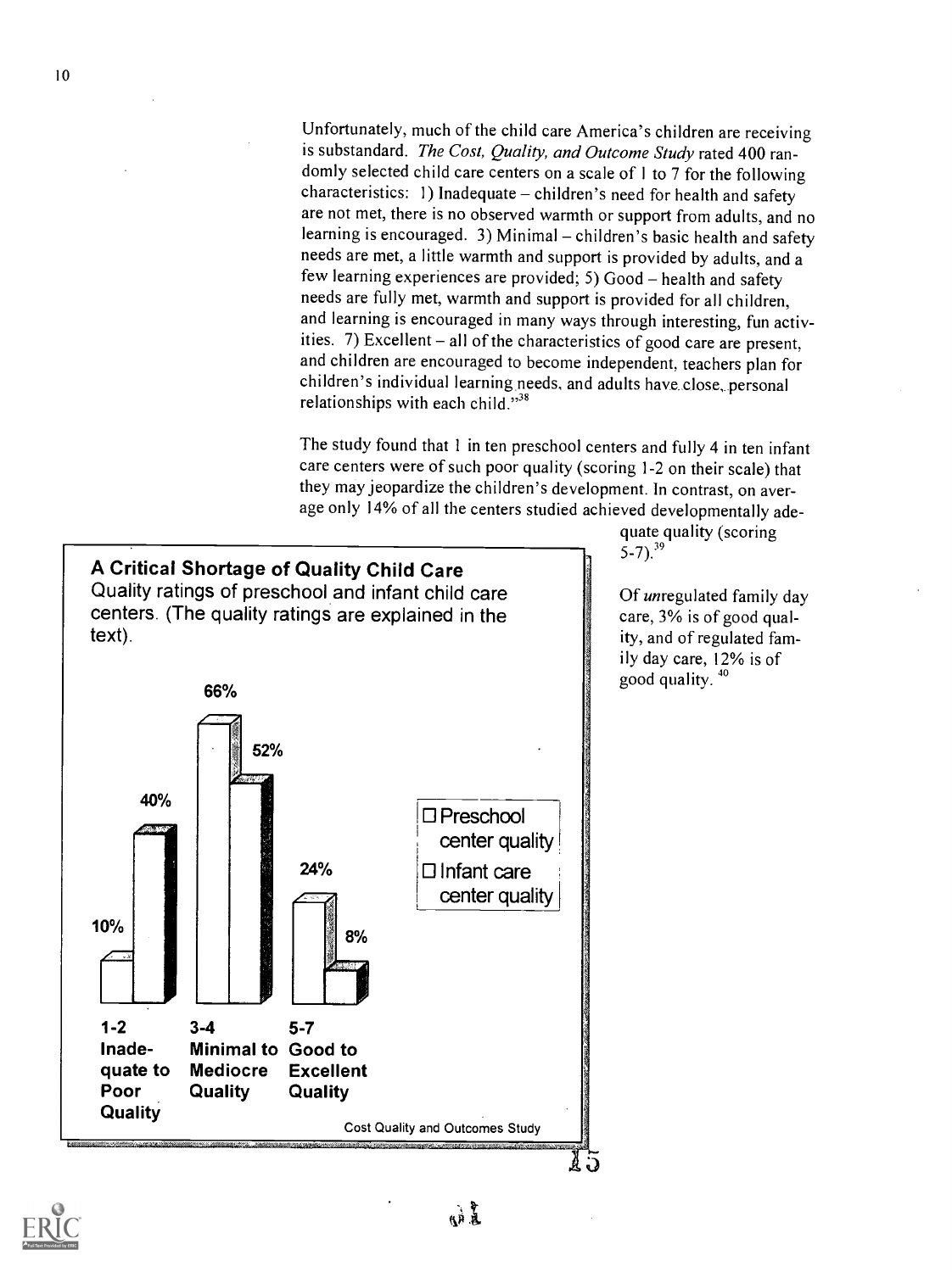Unfortunately, much of the child care America's children are receiving is substandard. *The Cost, Quality, and Outcome Study* rated 400 randomly selected child care centers on a scale of 1 to 7 for the following characteristics: 1) Inadequate – children's need for health and safety are not met, there is no observed warmth or support from adults, and no learning is encouraged. 3) Minimal – children's basic health and safety needs are met, a little warmth and support is provided by adults, and a few learning experiences are provided; 5) Good – health and safety needs are fully met, warmth and support is provided for all children, and learning is encouraged in many ways through interesting, fun activities. 7) Excellent – all of the characteristics of good care are present, and children are encouraged to become independent, teachers plan for children's individual learning needs, and adults have close, personal relationships with each child."[38]

The study found that 1 in ten preschool centers and fully 4 in ten infant care centers were of such poor quality (scoring 1-2 on their scale) that they may jeopardize the children's development. In contrast, on average only 14% of all the centers studied achieved developmentally adequate quality (scoring 5-7).[39]

Of *un*regulated family day care, 3% is of good quality, and of regulated family day care, 12% is of good quality.[40]

**A Critical Shortage of Quality Child Care**
Quality ratings of preschool and infant child care centers. (The quality ratings are explained in the text).

| Quality rating | Preschool center quality | Infant care center quality |
|---|---|---|
| 1-2 Inadequate to Poor Quality | 10% | 40% |
| 3-4 Minimal to Mediocre Quality | 66% | 52% |
| 5-7 Good to Excellent Quality | 24% | 8% |

Cost Quality and Outcomes Study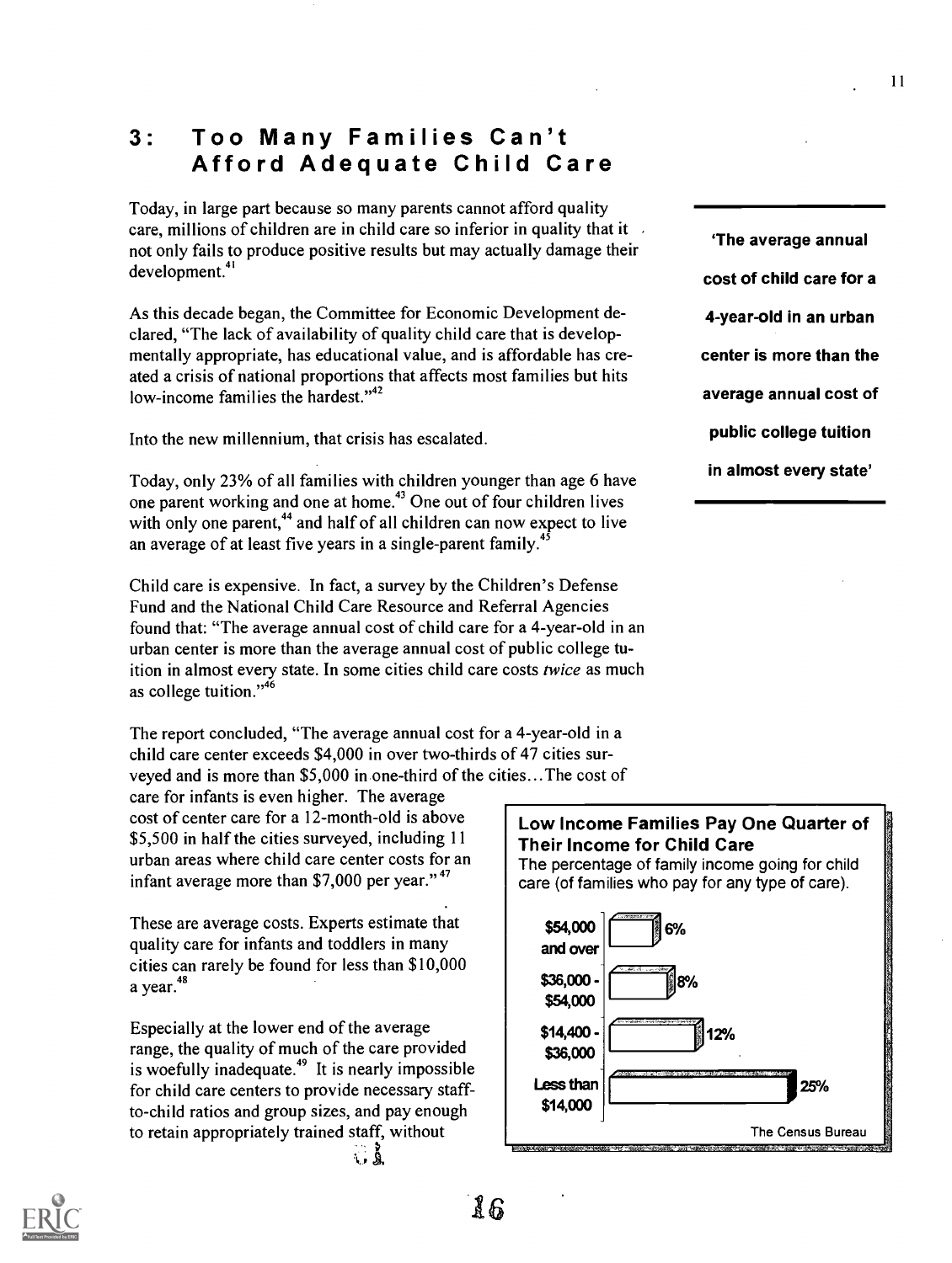## 3: Too Many Families Can't Afford Adequate Child Care

Today, in large part because so many parents cannot afford quality care, millions of children are in child care so inferior in quality that it not only fails to produce positive results but may actually damage their development.[41]

As this decade began, the Committee for Economic Development declared, "The lack of availability of quality child care that is developmentally appropriate, has educational value, and is affordable has created a crisis of national proportions that affects most families but hits low-income families the hardest."[42]

Into the new millennium, that crisis has escalated.

Today, only 23% of all families with children younger than age 6 have one parent working and one at home.[43] One out of four children lives with only one parent,[44] and half of all children can now expect to live an average of at least five years in a single-parent family.[45]

Child care is expensive. In fact, a survey by the Children's Defense Fund and the National Child Care Resource and Referral Agencies found that: "The average annual cost of child care for a 4-year-old in an urban center is more than the average annual cost of public college tuition in almost every state. In some cities child care costs *twice* as much as college tuition."[46]

> **'The average annual cost of child care for a 4-year-old in an urban center is more than the average annual cost of public college tuition in almost every state'**

The report concluded, "The average annual cost for a 4-year-old in a child care center exceeds $4,000 in over two-thirds of 47 cities surveyed and is more than $5,000 in one-third of the cities...The cost of care for infants is even higher. The average cost of center care for a 12-month-old is above $5,500 in half the cities surveyed, including 11 urban areas where child care center costs for an infant average more than $7,000 per year."[47]

These are average costs. Experts estimate that quality care for infants and toddlers in many cities can rarely be found for less than $10,000 a year.[48]

Especially at the lower end of the average range, the quality of much of the care provided is woefully inadequate.[49] It is nearly impossible for child care centers to provide necessary staff-to-child ratios and group sizes, and pay enough to retain appropriately trained staff, without

**Low Income Families Pay One Quarter of Their Income for Child Care**

The percentage of family income going for child care (of families who pay for any type of care).

| Family income | Percentage |
|---|---|
| $54,000 and over | 6% |
| $36,000 - $54,000 | 8% |
| $14,400 - $36,000 | 12% |
| Less than $14,000 | 25% |

The Census Bureau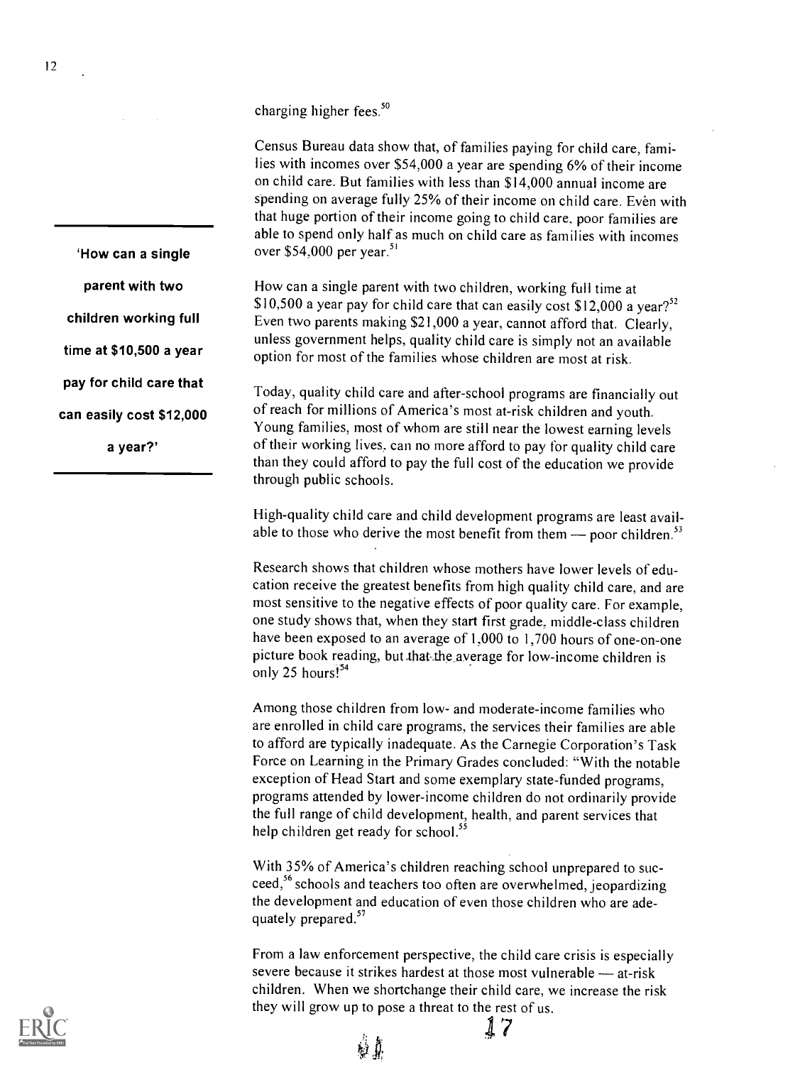charging higher fees.[50]

Census Bureau data show that, of families paying for child care, families with incomes over $54,000 a year are spending 6% of their income on child care. But families with less than $14,000 annual income are spending on average fully 25% of their income on child care. Even with that huge portion of their income going to child care, poor families are able to spend only half as much on child care as families with incomes over $54,000 per year.[51]

> **'How can a single parent with two children working full time at $10,500 a year pay for child care that can easily cost $12,000 a year?'**

How can a single parent with two children, working full time at $10,500 a year pay for child care that can easily cost $12,000 a year?[52] Even two parents making $21,000 a year, cannot afford that. Clearly, unless government helps, quality child care is simply not an available option for most of the families whose children are most at risk.

Today, quality child care and after-school programs are financially out of reach for millions of America's most at-risk children and youth. Young families, most of whom are still near the lowest earning levels of their working lives, can no more afford to pay for quality child care than they could afford to pay the full cost of the education we provide through public schools.

High-quality child care and child development programs are least available to those who derive the most benefit from them — poor children.[53]

Research shows that children whose mothers have lower levels of education receive the greatest benefits from high quality child care, and are most sensitive to the negative effects of poor quality care. For example, one study shows that, when they start first grade, middle-class children have been exposed to an average of 1,000 to 1,700 hours of one-on-one picture book reading, but that the average for low-income children is only 25 hours![54]

Among those children from low- and moderate-income families who are enrolled in child care programs, the services their families are able to afford are typically inadequate. As the Carnegie Corporation's Task Force on Learning in the Primary Grades concluded: "With the notable exception of Head Start and some exemplary state-funded programs, programs attended by lower-income children do not ordinarily provide the full range of child development, health, and parent services that help children get ready for school.[55]

With 35% of America's children reaching school unprepared to succeed,[56] schools and teachers too often are overwhelmed, jeopardizing the development and education of even those children who are adequately prepared.[57]

From a law enforcement perspective, the child care crisis is especially severe because it strikes hardest at those most vulnerable — at-risk children. When we shortchange their child care, we increase the risk they will grow up to pose a threat to the rest of us.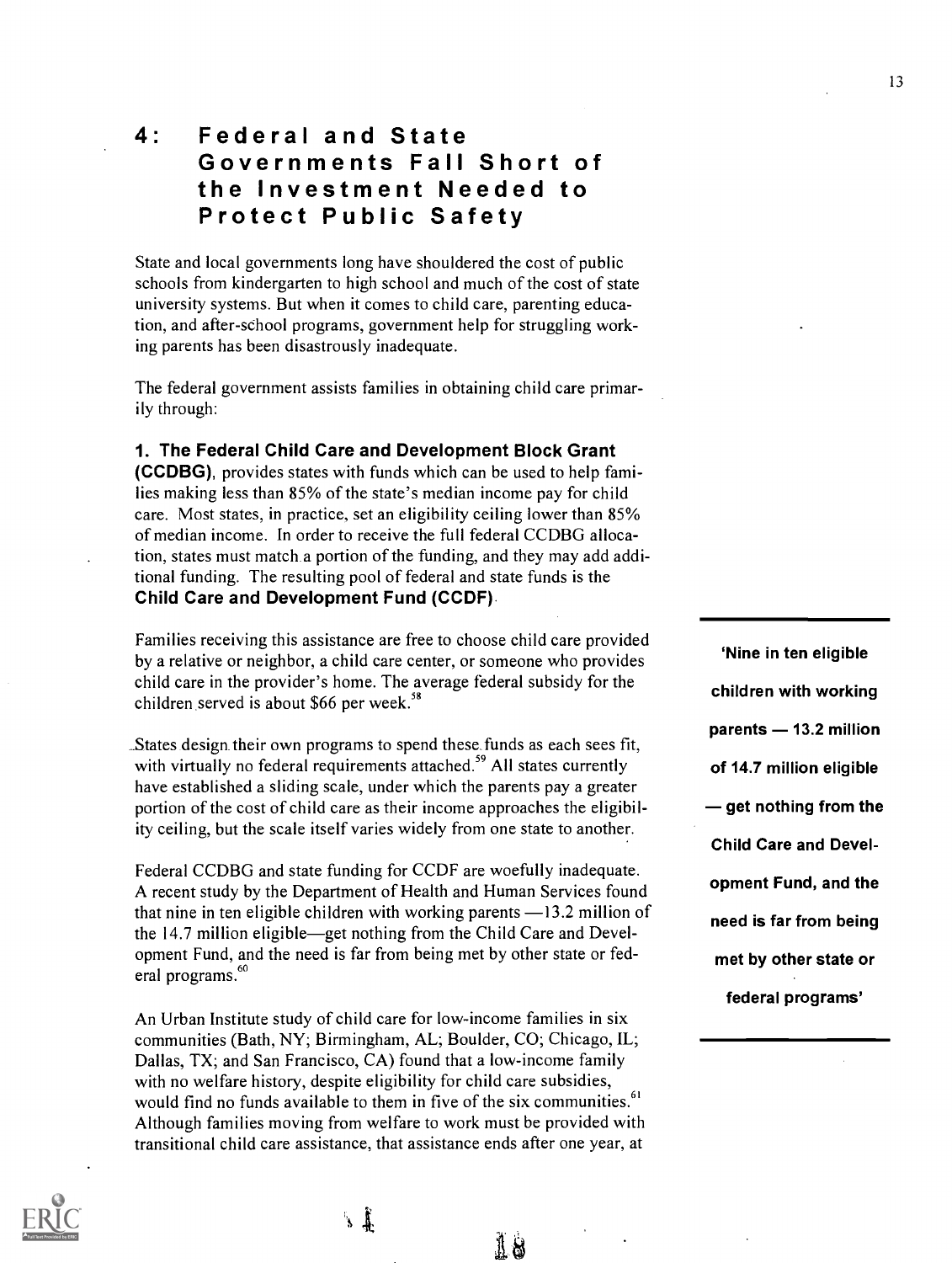# 4: Federal and State Governments Fall Short of the Investment Needed to Protect Public Safety

State and local governments long have shouldered the cost of public schools from kindergarten to high school and much of the cost of state university systems. But when it comes to child care, parenting education, and after-school programs, government help for struggling working parents has been disastrously inadequate.

The federal government assists families in obtaining child care primarily through:

**1. The Federal Child Care and Development Block Grant (CCDBG)**, provides states with funds which can be used to help families making less than 85% of the state's median income pay for child care. Most states, in practice, set an eligibility ceiling lower than 85% of median income. In order to receive the full federal CCDBG allocation, states must match a portion of the funding, and they may add additional funding. The resulting pool of federal and state funds is the **Child Care and Development Fund (CCDF)**.

Families receiving this assistance are free to choose child care provided by a relative or neighbor, a child care center, or someone who provides child care in the provider's home. The average federal subsidy for the children served is about $66 per week.[58]

States design their own programs to spend these funds as each sees fit, with virtually no federal requirements attached.[59] All states currently have established a sliding scale, under which the parents pay a greater portion of the cost of child care as their income approaches the eligibility ceiling, but the scale itself varies widely from one state to another.

Federal CCDBG and state funding for CCDF are woefully inadequate. A recent study by the Department of Health and Human Services found that nine in ten eligible children with working parents —13.2 million of the 14.7 million eligible—get nothing from the Child Care and Development Fund, and the need is far from being met by other state or federal programs.[60]

> **'Nine in ten eligible children with working parents — 13.2 million of 14.7 million eligible — get nothing from the Child Care and Development Fund, and the need is far from being met by other state or federal programs'**

An Urban Institute study of child care for low-income families in six communities (Bath, NY; Birmingham, AL; Boulder, CO; Chicago, IL; Dallas, TX; and San Francisco, CA) found that a low-income family with no welfare history, despite eligibility for child care subsidies, would find no funds available to them in five of the six communities.[61] Although families moving from welfare to work must be provided with transitional child care assistance, that assistance ends after one year, at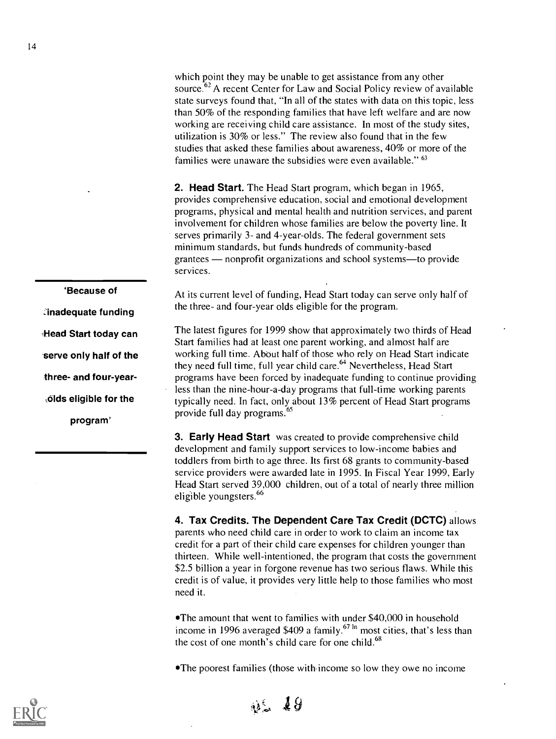which point they may be unable to get assistance from any other source.[62] A recent Center for Law and Social Policy review of available state surveys found that, "In all of the states with data on this topic, less than 50% of the responding families that have left welfare and are now working are receiving child care assistance. In most of the study sites, utilization is 30% or less." The review also found that in the few studies that asked these families about awareness, 40% or more of the families were unaware the subsidies were even available." [63]

**2. Head Start.** The Head Start program, which began in 1965, provides comprehensive education, social and emotional development programs, physical and mental health and nutrition services, and parent involvement for children whose families are below the poverty line. It serves primarily 3- and 4-year-olds. The federal government sets minimum standards, but funds hundreds of community-based grantees — nonprofit organizations and school systems—to provide services.

At its current level of funding, Head Start today can serve only half of the three- and four-year olds eligible for the program.

> **'Because of inadequate funding Head Start today can serve only half of the three- and four-year-olds eligible for the program'**

The latest figures for 1999 show that approximately two thirds of Head Start families had at least one parent working, and almost half are working full time. About half of those who rely on Head Start indicate they need full time, full year child care.[64] Nevertheless, Head Start programs have been forced by inadequate funding to continue providing less than the nine-hour-a-day programs that full-time working parents typically need. In fact, only about 13% percent of Head Start programs provide full day programs.[65]

**3. Early Head Start** was created to provide comprehensive child development and family support services to low-income babies and toddlers from birth to age three. Its first 68 grants to community-based service providers were awarded late in 1995. In Fiscal Year 1999, Early Head Start served 39,000 children, out of a total of nearly three million eligible youngsters.[66]

**4. Tax Credits. The Dependent Care Tax Credit (DCTC)** allows parents who need child care in order to work to claim an income tax credit for a part of their child care expenses for children younger than thirteen. While well-intentioned, the program that costs the government $2.5 billion a year in forgone revenue has two serious flaws. While this credit is of value, it provides very little help to those families who most need it.

- The amount that went to families with under $40,000 in household income in 1996 averaged $409 a family.[67] In most cities, that's less than the cost of one month's child care for one child.[68]

- The poorest families (those with income so low they owe no income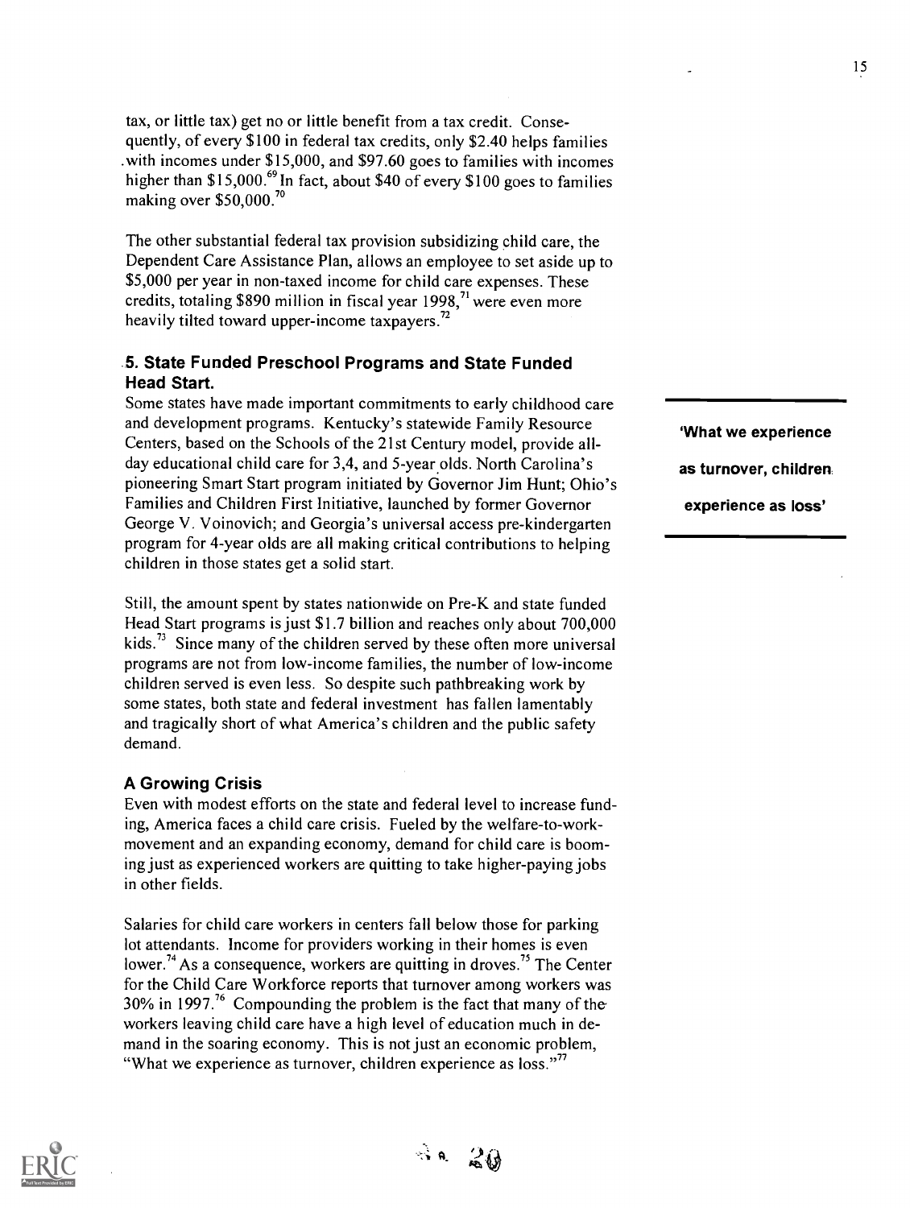tax, or little tax) get no or little benefit from a tax credit. Consequently, of every $100 in federal tax credits, only $2.40 helps families with incomes under $15,000, and $97.60 goes to families with incomes higher than $15,000.[69] In fact, about $40 of every $100 goes to families making over $50,000.[70]

The other substantial federal tax provision subsidizing child care, the Dependent Care Assistance Plan, allows an employee to set aside up to $5,000 per year in non-taxed income for child care expenses. These credits, totaling $890 million in fiscal year 1998,[71] were even more heavily tilted toward upper-income taxpayers.[72]

### 5. State Funded Preschool Programs and State Funded Head Start.

Some states have made important commitments to early childhood care and development programs. Kentucky's statewide Family Resource Centers, based on the Schools of the 21st Century model, provide all-day educational child care for 3,4, and 5-year olds. North Carolina's pioneering Smart Start program initiated by Governor Jim Hunt; Ohio's Families and Children First Initiative, launched by former Governor George V. Voinovich; and Georgia's universal access pre-kindergarten program for 4-year olds are all making critical contributions to helping children in those states get a solid start.

**'What we experience as turnover, children experience as loss'**

Still, the amount spent by states nationwide on Pre-K and state funded Head Start programs is just $1.7 billion and reaches only about 700,000 kids.[73] Since many of the children served by these often more universal programs are not from low-income families, the number of low-income children served is even less. So despite such pathbreaking work by some states, both state and federal investment has fallen lamentably and tragically short of what America's children and the public safety demand.

### A Growing Crisis

Even with modest efforts on the state and federal level to increase funding, America faces a child care crisis. Fueled by the welfare-to-work-movement and an expanding economy, demand for child care is booming just as experienced workers are quitting to take higher-paying jobs in other fields.

Salaries for child care workers in centers fall below those for parking lot attendants. Income for providers working in their homes is even lower.[74] As a consequence, workers are quitting in droves.[75] The Center for the Child Care Workforce reports that turnover among workers was 30% in 1997.[76] Compounding the problem is the fact that many of the workers leaving child care have a high level of education much in demand in the soaring economy. This is not just an economic problem, "What we experience as turnover, children experience as loss."[77]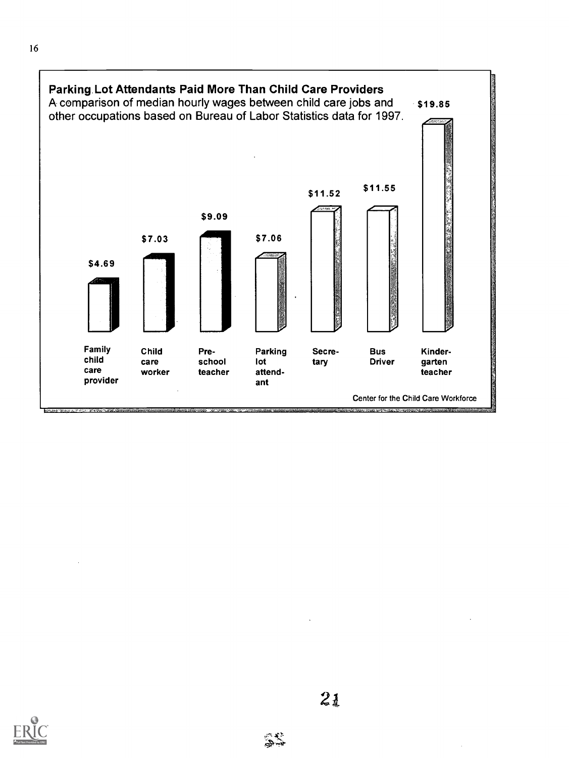**Parking Lot Attendants Paid More Than Child Care Providers**

A comparison of median hourly wages between child care jobs and other occupations based on Bureau of Labor Statistics data for 1997.

| Occupation | Median hourly wage |
|---|---|
| Family child care provider | $4.69 |
| Child care worker | $7.03 |
| Pre-school teacher | $9.09 |
| Parking lot attendant | $7.06 |
| Secretary | $11.52 |
| Bus Driver | $11.55 |
| Kindergarten teacher | $19.85 |

Center for the Child Care Workforce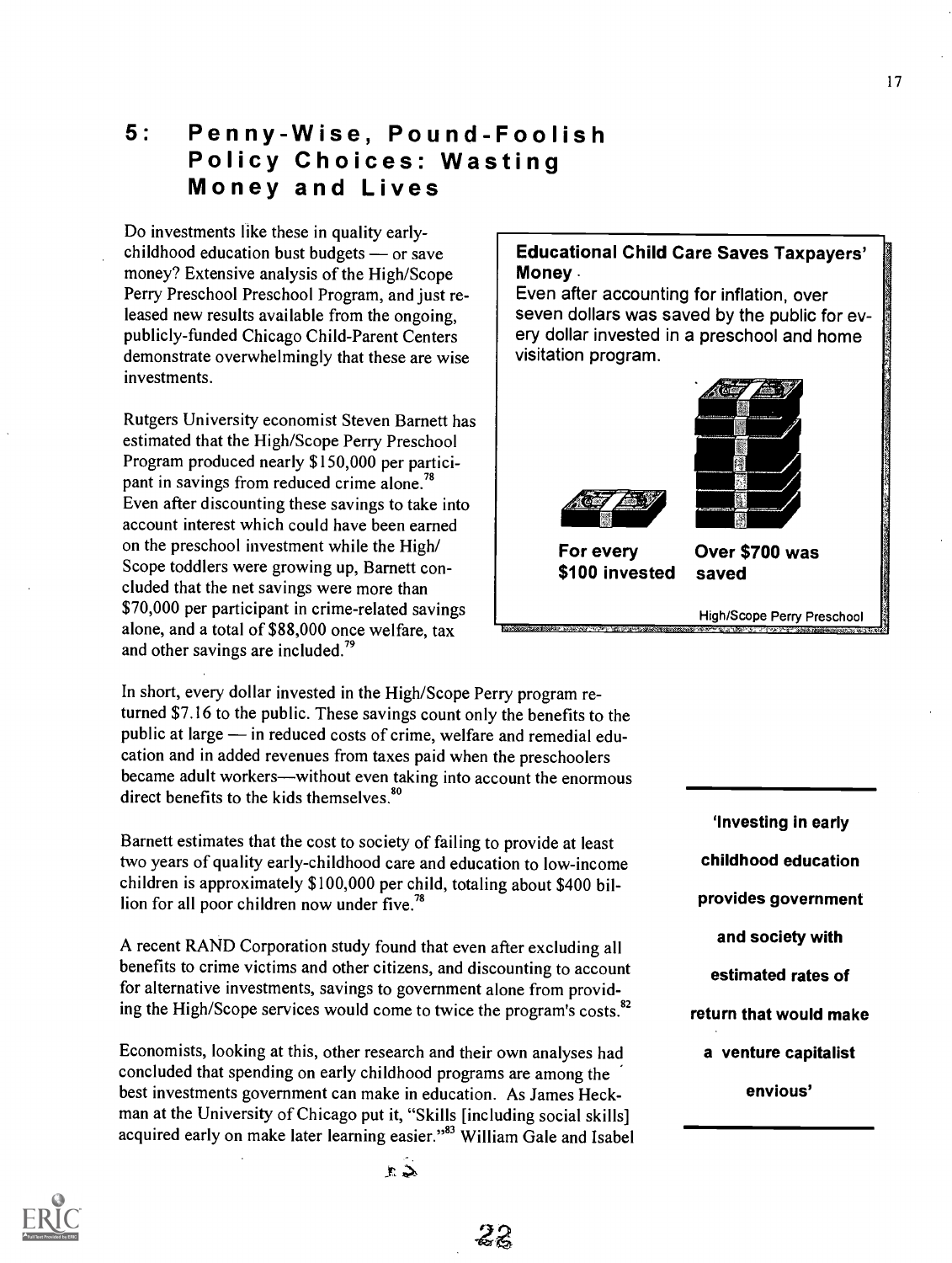## 5: Penny-Wise, Pound-Foolish Policy Choices: Wasting Money and Lives

Do investments like these in quality early-childhood education bust budgets — or save money? Extensive analysis of the High/Scope Perry Preschool Preschool Program, and just released new results available from the ongoing, publicly-funded Chicago Child-Parent Centers demonstrate overwhelmingly that these are wise investments.

**Educational Child Care Saves Taxpayers' Money**

Even after accounting for inflation, over seven dollars was saved by the public for every dollar invested in a preschool and home visitation program.

**For every $100 invested** — **Over $700 was saved**

High/Scope Perry Preschool

Rutgers University economist Steven Barnett has estimated that the High/Scope Perry Preschool Program produced nearly $150,000 per participant in savings from reduced crime alone.[78] Even after discounting these savings to take into account interest which could have been earned on the preschool investment while the High/Scope toddlers were growing up, Barnett concluded that the net savings were more than $70,000 per participant in crime-related savings alone, and a total of $88,000 once welfare, tax and other savings are included.[79]

In short, every dollar invested in the High/Scope Perry program returned $7.16 to the public. These savings count only the benefits to the public at large — in reduced costs of crime, welfare and remedial education and in added revenues from taxes paid when the preschoolers became adult workers—without even taking into account the enormous direct benefits to the kids themselves.[80]

Barnett estimates that the cost to society of failing to provide at least two years of quality early-childhood care and education to low-income children is approximately $100,000 per child, totaling about $400 billion for all poor children now under five.[78]

A recent RAND Corporation study found that even after excluding all benefits to crime victims and other citizens, and discounting to account for alternative investments, savings to government alone from providing the High/Scope services would come to twice the program's costs.[82]

**'Investing in early childhood education provides government and society with estimated rates of return that would make a venture capitalist envious'**

Economists, looking at this, other research and their own analyses had concluded that spending on early childhood programs are among the best investments government can make in education. As James Heckman at the University of Chicago put it, "Skills [including social skills] acquired early on make later learning easier."[83] William Gale and Isabel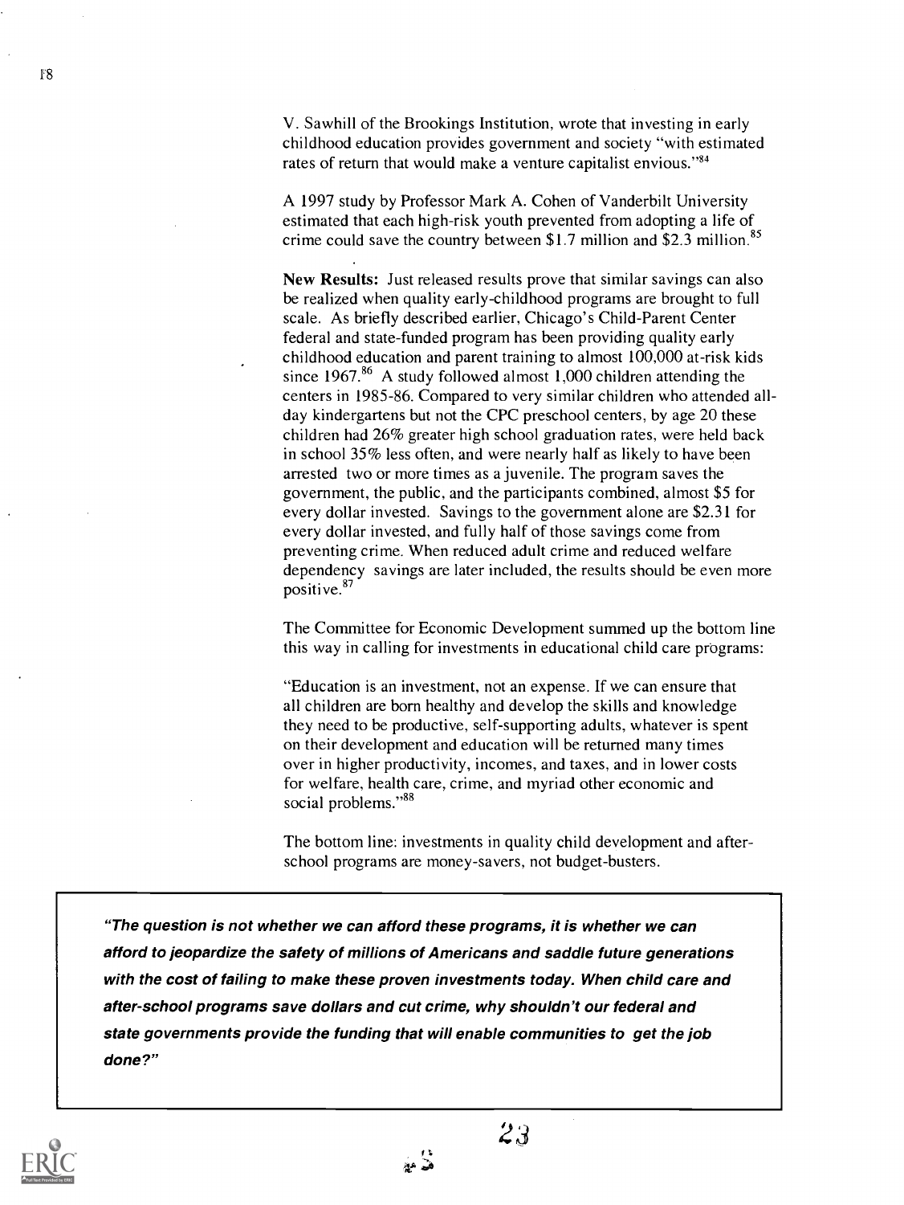V. Sawhill of the Brookings Institution, wrote that investing in early childhood education provides government and society "with estimated rates of return that would make a venture capitalist envious."[84]

A 1997 study by Professor Mark A. Cohen of Vanderbilt University estimated that each high-risk youth prevented from adopting a life of crime could save the country between \$1.7 million and \$2.3 million.[85]

**New Results:** Just released results prove that similar savings can also be realized when quality early-childhood programs are brought to full scale. As briefly described earlier, Chicago's Child-Parent Center federal and state-funded program has been providing quality early childhood education and parent training to almost 100,000 at-risk kids since 1967.[86] A study followed almost 1,000 children attending the centers in 1985-86. Compared to very similar children who attended all-day kindergartens but not the CPC preschool centers, by age 20 these children had 26% greater high school graduation rates, were held back in school 35% less often, and were nearly half as likely to have been arrested two or more times as a juvenile. The program saves the government, the public, and the participants combined, almost \$5 for every dollar invested. Savings to the government alone are \$2.31 for every dollar invested, and fully half of those savings come from preventing crime. When reduced adult crime and reduced welfare dependency savings are later included, the results should be even more positive.[87]

The Committee for Economic Development summed up the bottom line this way in calling for investments in educational child care programs:

"Education is an investment, not an expense. If we can ensure that all children are born healthy and develop the skills and knowledge they need to be productive, self-supporting adults, whatever is spent on their development and education will be returned many times over in higher productivity, incomes, and taxes, and in lower costs for welfare, health care, crime, and myriad other economic and social problems."[88]

The bottom line: investments in quality child development and after-school programs are money-savers, not budget-busters.

> ***"The question is not whether we can afford these programs, it is whether we can afford to jeopardize the safety of millions of Americans and saddle future generations with the cost of failing to make these proven investments today. When child care and after-school programs save dollars and cut crime, why shouldn't our federal and state governments provide the funding that will enable communities to get the job done?"***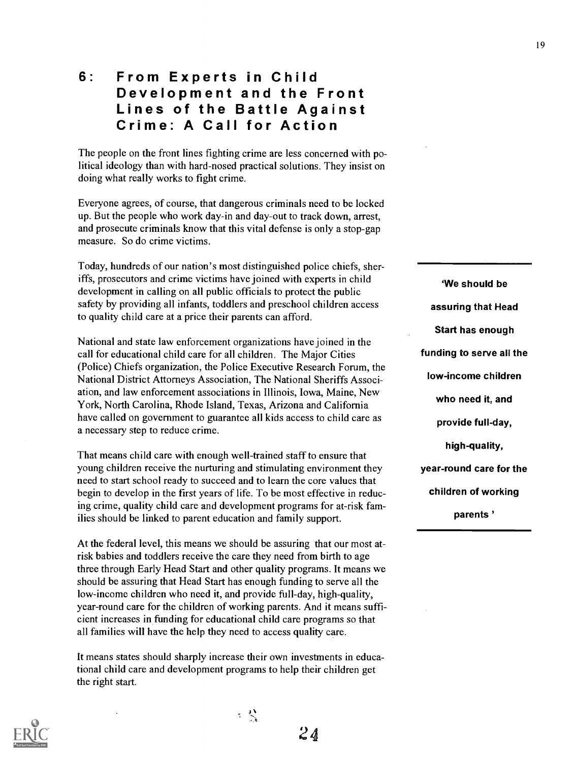## 6: From Experts in Child Development and the Front Lines of the Battle Against Crime: A Call for Action

The people on the front lines fighting crime are less concerned with political ideology than with hard-nosed practical solutions. They insist on doing what really works to fight crime.

Everyone agrees, of course, that dangerous criminals need to be locked up. But the people who work day-in and day-out to track down, arrest, and prosecute criminals know that this vital defense is only a stop-gap measure. So do crime victims.

Today, hundreds of our nation's most distinguished police chiefs, sheriffs, prosecutors and crime victims have joined with experts in child development in calling on all public officials to protect the public safety by providing all infants, toddlers and preschool children access to quality child care at a price their parents can afford.

National and state law enforcement organizations have joined in the call for educational child care for all children. The Major Cities (Police) Chiefs organization, the Police Executive Research Forum, the National District Attorneys Association, The National Sheriffs Association, and law enforcement associations in Illinois, Iowa, Maine, New York, North Carolina, Rhode Island, Texas, Arizona and California have called on government to guarantee all kids access to child care as a necessary step to reduce crime.

That means child care with enough well-trained staff to ensure that young children receive the nurturing and stimulating environment they need to start school ready to succeed and to learn the core values that begin to develop in the first years of life. To be most effective in reducing crime, quality child care and development programs for at-risk families should be linked to parent education and family support.

**'We should be assuring that Head Start has enough funding to serve all the low-income children who need it, and provide full-day, high-quality, year-round care for the children of working parents'**

At the federal level, this means we should be assuring that our most at-risk babies and toddlers receive the care they need from birth to age three through Early Head Start and other quality programs. It means we should be assuring that Head Start has enough funding to serve all the low-income children who need it, and provide full-day, high-quality, year-round care for the children of working parents. And it means sufficient increases in funding for educational child care programs so that all families will have the help they need to access quality care.

It means states should sharply increase their own investments in educational child care and development programs to help their children get the right start.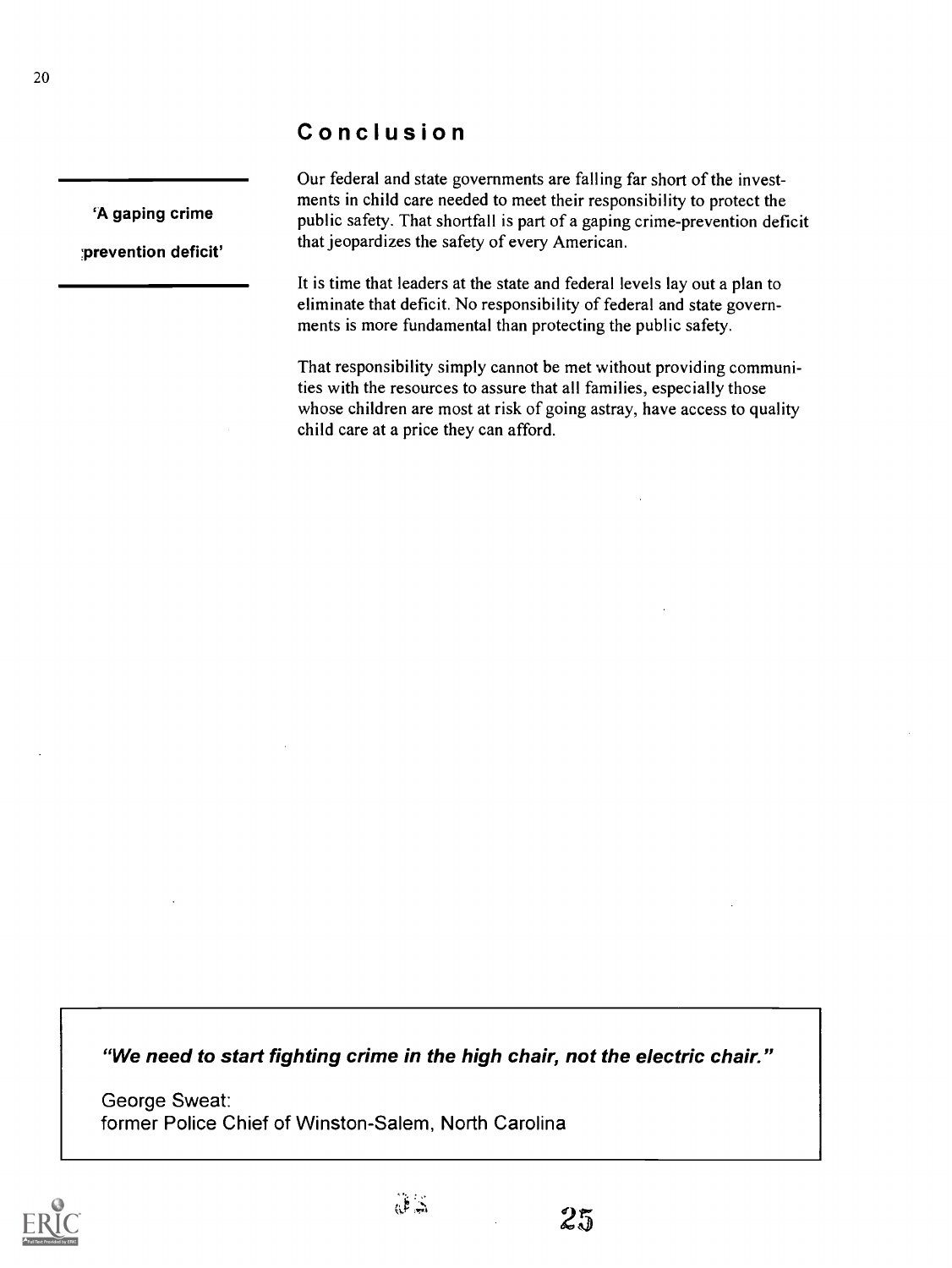## Conclusion

**'A gaping crime prevention deficit'**

Our federal and state governments are falling far short of the investments in child care needed to meet their responsibility to protect the public safety. That shortfall is part of a gaping crime-prevention deficit that jeopardizes the safety of every American.

It is time that leaders at the state and federal levels lay out a plan to eliminate that deficit. No responsibility of federal and state governments is more fundamental than protecting the public safety.

That responsibility simply cannot be met without providing communities with the resources to assure that all families, especially those whose children are most at risk of going astray, have access to quality child care at a price they can afford.

***"We need to start fighting crime in the high chair, not the electric chair."***

George Sweat:
former Police Chief of Winston-Salem, North Carolina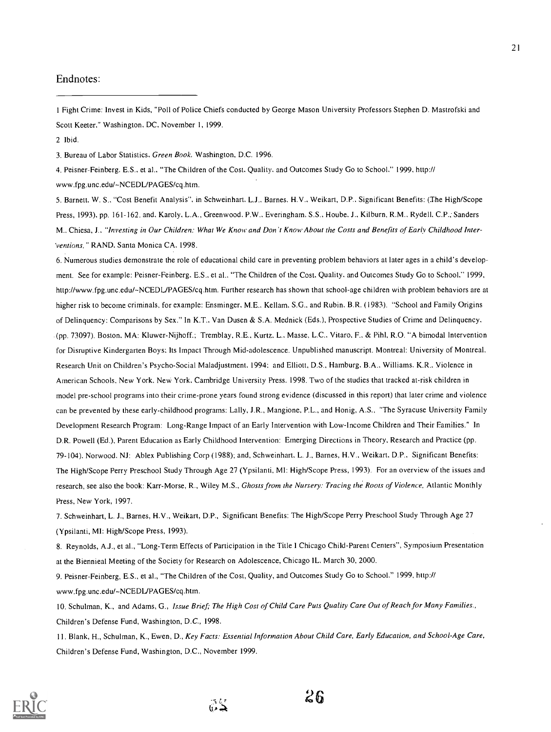## Endnotes:

1 Fight Crime: Invest in Kids, "Poll of Police Chiefs conducted by George Mason University Professors Stephen D. Mastrofski and Scott Keeter." Washington, DC, November 1, 1999.

2 Ibid.

3. Bureau of Labor Statistics, *Green Book*, Washington, D.C. 1996.

4. Peisner-Feinberg, E.S., et al., "The Children of the Cost, Quality, and Outcomes Study Go to School." 1999, http://www.fpg.unc.edu/~NCEDL/PAGES/cq.htm.

5. Barnett, W. S., "Cost Benefit Analysis", in Schweinhart, L.J., Barnes, H.V., Weikart, D.P., Significant Benefits: (The High/Scope Press, 1993), pp. 161-162. and, Karoly, L.A., Greenwood, P.W., Everingham, S.S., Hoube, J., Kilburn, R.M., Rydell, C.P., Sanders M., Chiesa, J., *"Investing in Our Children: What We Know and Don't Know About the Costs and Benefits of Early Childhood Interventions,"* RAND, Santa Monica CA, 1998.

6. Numerous studies demonstrate the role of educational child care in preventing problem behaviors at later ages in a child's development. See for example: Peisner-Feinberg, E.S., et al., "The Children of the Cost, Quality, and Outcomes Study Go to School," 1999, http://www.fpg.unc.edu/~NCEDL/PAGES/cq.htm. Further research has shown that school-age children with problem behaviors are at higher risk to become criminals, for example: Ensminger, M.E., Kellam, S.G., and Rubin, B.R. (1983). "School and Family Origins of Delinquency: Comparisons by Sex." In K.T., Van Dusen & S.A. Mednick (Eds.), Prospective Studies of Crime and Delinquency, (pp. 73097). Boston, MA: Kluwer-Nijhoff.; Tremblay, R.E., Kurtz, L., Masse, L.C., Vitaro, F., & Pihl, R.O. "A bimodal Intervention for Disruptive Kindergarten Boys: Its Impact Through Mid-adolescence. Unpublished manuscript. Montreal: University of Montreal, Research Unit on Children's Psycho-Social Maladjustment, 1994; and Elliott, D.S., Hamburg, B.A., Williams, K.R., Violence in American Schools, New York, New York, Cambridge University Press. 1998. Two of the studies that tracked at-risk children in model pre-school programs into their crime-prone years found strong evidence (discussed in this report) that later crime and violence can be prevented by these early-childhood programs: Lally, J.R., Mangione, P.L., and Honig, A.S., "The Syracuse University Family Development Research Program: Long-Range Impact of an Early Intervention with Low-Income Children and Their Families." In D.R. Powell (Ed.), Parent Education as Early Childhood Intervention: Emerging Directions in Theory, Research and Practice (pp. 79-104). Norwood, NJ: Ablex Publishing Corp (1988); and, Schweinhart, L. J., Barnes, H.V., Weikart, D.P., Significant Benefits: The High/Scope Perry Preschool Study Through Age 27 (Ypsilanti, MI: High/Scope Press, 1993). For an overview of the issues and research, see also the book: Karr-Morse, R., Wiley M.S., *Ghosts from the Nursery: Tracing the Roots of Violence*, Atlantic Monthly Press, New York, 1997.

7. Schweinhart, L. J., Barnes, H.V., Weikart, D.P., Significant Benefits: The High/Scope Perry Preschool Study Through Age 27 (Ypsilanti, MI: High/Scope Press, 1993).

8. Reynolds, A.J., et al., "Long-Term Effects of Participation in the Title I Chicago Child-Parent Centers", Symposium Presentation at the Biennieal Meeting of the Society for Research on Adolescence, Chicago IL. March 30, 2000.

9. Peisner-Feinberg, E.S., et al., "The Children of the Cost, Quality, and Outcomes Study Go to School." 1999, http://www.fpg.unc.edu/~NCEDL/PAGES/cq.htm.

10. Schulman, K., and Adams, G., *Issue Brief; The High Cost of Child Care Puts Quality Care Out of Reach for Many Families.*, Children's Defense Fund, Washington, D.C., 1998.

11. Blank, H., Schulman, K., Ewen, D., *Key Facts: Essential Information About Child Care, Early Education, and School-Age Care*, Children's Defense Fund, Washington, D.C., November 1999.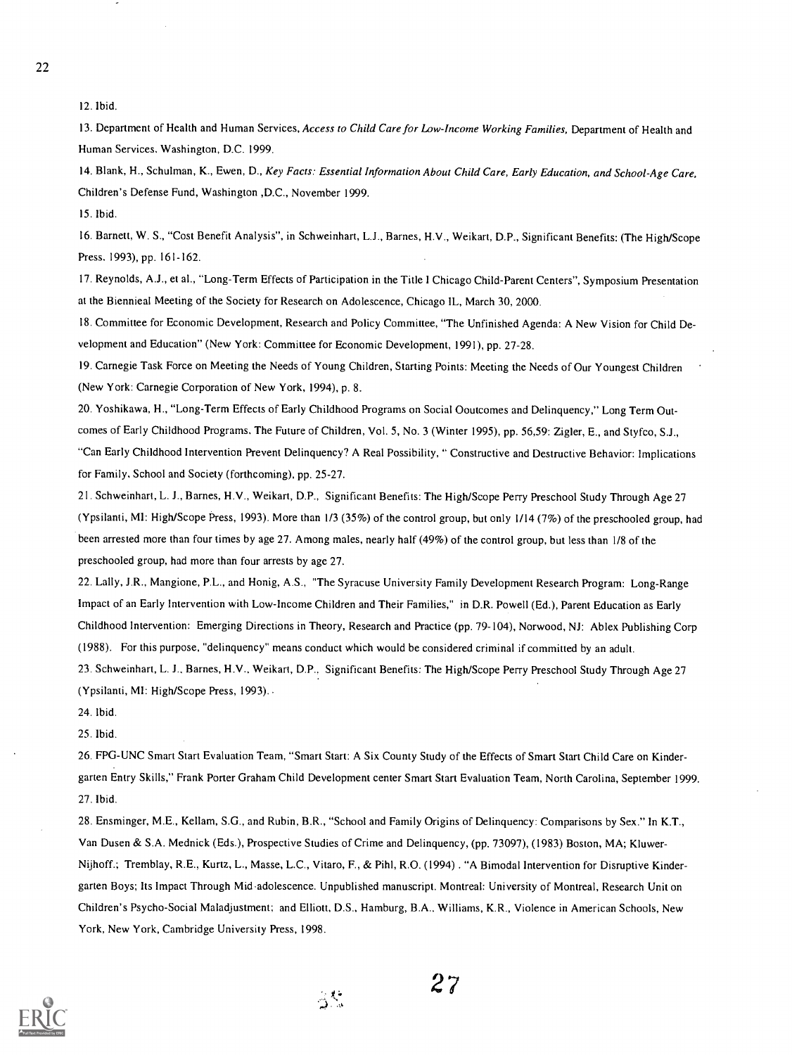12. Ibid.

13. Department of Health and Human Services, *Access to Child Care for Low-Income Working Families,* Department of Health and Human Services. Washington, D.C. 1999.

14. Blank, H., Schulman, K., Ewen, D., *Key Facts: Essential Information About Child Care, Early Education, and School-Age Care,* Children's Defense Fund, Washington ,D.C., November 1999.

15. Ibid.

16. Barnett, W. S., "Cost Benefit Analysis", in Schweinhart, L.J., Barnes, H.V., Weikart, D.P., Significant Benefits: (The High/Scope Press. 1993), pp. 161-162.

17. Reynolds, A.J., et al., "Long-Term Effects of Participation in the Title I Chicago Child-Parent Centers", Symposium Presentation at the Biennieal Meeting of the Society for Research on Adolescence, Chicago IL, March 30, 2000.

18. Committee for Economic Development, Research and Policy Committee, "The Unfinished Agenda: A New Vision for Child Development and Education" (New York: Committee for Economic Development, 1991), pp. 27-28.

19. Carnegie Task Force on Meeting the Needs of Young Children, Starting Points: Meeting the Needs of Our Youngest Children (New York: Carnegie Corporation of New York, 1994), p. 8.

20. Yoshikawa, H., "Long-Term Effects of Early Childhood Programs on Social Ooutcomes and Delinquency," Long Term Outcomes of Early Childhood Programs. The Future of Children, Vol. 5, No. 3 (Winter 1995), pp. 56,59: Zigler, E., and Styfco, S.J., "Can Early Childhood Intervention Prevent Delinquency? A Real Possibility, " Constructive and Destructive Behavior: Implications for Family, School and Society (forthcoming), pp. 25-27.

21. Schweinhart, L. J., Barnes, H.V., Weikart, D.P., Significant Benefits: The High/Scope Perry Preschool Study Through Age 27 (Ypsilanti, MI: High/Scope Press, 1993). More than 1/3 (35%) of the control group, but only 1/14 (7%) of the preschooled group, had been arrested more than four times by age 27. Among males, nearly half (49%) of the control group, but less than 1/8 of the preschooled group, had more than four arrests by age 27.

22. Lally, J.R., Mangione, P.L., and Honig, A.S., "The Syracuse University Family Development Research Program: Long-Range Impact of an Early Intervention with Low-Income Children and Their Families," in D.R. Powell (Ed.), Parent Education as Early Childhood Intervention: Emerging Directions in Theory, Research and Practice (pp. 79-104), Norwood, NJ: Ablex Publishing Corp (1988). For this purpose, "delinquency" means conduct which would be considered criminal if committed by an adult.

23. Schweinhart, L. J., Barnes, H.V., Weikart, D.P., Significant Benefits: The High/Scope Perry Preschool Study Through Age 27 (Ypsilanti, MI: High/Scope Press, 1993).

24. Ibid.

25. Ibid.

26. FPG-UNC Smart Start Evaluation Team, "Smart Start: A Six County Study of the Effects of Smart Start Child Care on Kindergarten Entry Skills," Frank Porter Graham Child Development center Smart Start Evaluation Team, North Carolina, September 1999.

27. Ibid.

28. Ensminger, M.E., Kellam, S.G., and Rubin, B.R., "School and Family Origins of Delinquency: Comparisons by Sex." In K.T., Van Dusen & S.A. Mednick (Eds.), Prospective Studies of Crime and Delinquency, (pp. 73097), (1983) Boston, MA; Kluwer-Nijhoff.; Tremblay, R.E., Kurtz, L., Masse, L.C., Vitaro, F., & Pihl, R.O. (1994) . "A Bimodal Intervention for Disruptive Kindergarten Boys; Its Impact Through Mid-adolescence. Unpublished manuscript. Montreal: University of Montreal, Research Unit on Children's Psycho-Social Maladjustment; and Elliott, D.S., Hamburg, B.A., Williams, K.R., Violence in American Schools, New York, New York, Cambridge University Press, 1998.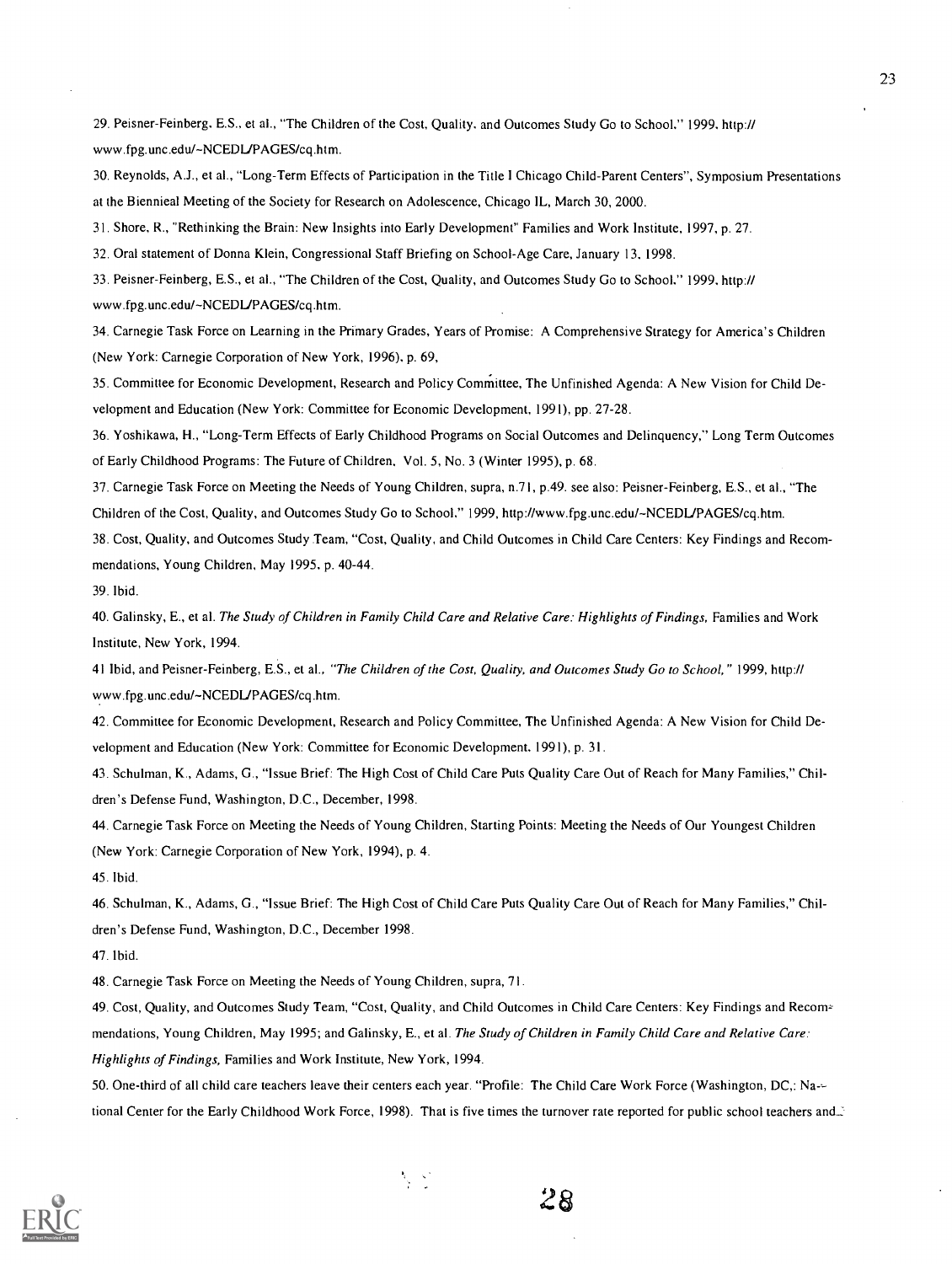29. Peisner-Feinberg, E.S., et al., "The Children of the Cost, Quality, and Outcomes Study Go to School," 1999, http://www.fpg.unc.edu/~NCEDL/PAGES/cq.htm.

30. Reynolds, A.J., et al., "Long-Term Effects of Participation in the Title I Chicago Child-Parent Centers", Symposium Presentations at the Biennieal Meeting of the Society for Research on Adolescence, Chicago IL, March 30, 2000.

31. Shore, R., "Rethinking the Brain: New Insights into Early Development" Families and Work Institute, 1997, p. 27.

32. Oral statement of Donna Klein, Congressional Staff Briefing on School-Age Care, January 13, 1998.

33. Peisner-Feinberg, E.S., et al., "The Children of the Cost, Quality, and Outcomes Study Go to School," 1999, http://www.fpg.unc.edu/~NCEDL/PAGES/cq.htm.

34. Carnegie Task Force on Learning in the Primary Grades, Years of Promise: A Comprehensive Strategy for America's Children (New York: Carnegie Corporation of New York, 1996), p. 69,

35. Committee for Economic Development, Research and Policy Committee, The Unfinished Agenda: A New Vision for Child Development and Education (New York: Committee for Economic Development, 1991), pp. 27-28.

36. Yoshikawa, H., "Long-Term Effects of Early Childhood Programs on Social Outcomes and Delinquency," Long Term Outcomes of Early Childhood Programs: The Future of Children, Vol. 5, No. 3 (Winter 1995), p. 68.

37. Carnegie Task Force on Meeting the Needs of Young Children, supra, n.71, p.49. see also: Peisner-Feinberg, E.S., et al., "The Children of the Cost, Quality, and Outcomes Study Go to School," 1999, http://www.fpg.unc.edu/~NCEDL/PAGES/cq.htm.

38. Cost, Quality, and Outcomes Study Team, "Cost, Quality, and Child Outcomes in Child Care Centers: Key Findings and Recommendations, Young Children, May 1995, p. 40-44.

39. Ibid.

40. Galinsky, E., et al. *The Study of Children in Family Child Care and Relative Care: Highlights of Findings,* Families and Work Institute, New York, 1994.

41 Ibid, and Peisner-Feinberg, E.S., et al., *"The Children of the Cost, Quality, and Outcomes Study Go to School,"* 1999, http://www.fpg.unc.edu/~NCEDL/PAGES/cq.htm.

42. Committee for Economic Development, Research and Policy Committee, The Unfinished Agenda: A New Vision for Child Development and Education (New York: Committee for Economic Development, 1991), p. 31.

43. Schulman, K., Adams, G., "Issue Brief: The High Cost of Child Care Puts Quality Care Out of Reach for Many Families," Children's Defense Fund, Washington, D.C., December, 1998.

44. Carnegie Task Force on Meeting the Needs of Young Children, Starting Points: Meeting the Needs of Our Youngest Children (New York: Carnegie Corporation of New York, 1994), p. 4.

45. Ibid.

46. Schulman, K., Adams, G., "Issue Brief: The High Cost of Child Care Puts Quality Care Out of Reach for Many Families," Children's Defense Fund, Washington, D.C., December 1998.

47. Ibid.

48. Carnegie Task Force on Meeting the Needs of Young Children, supra, 71.

49. Cost, Quality, and Outcomes Study Team, "Cost, Quality, and Child Outcomes in Child Care Centers: Key Findings and Recommendations, Young Children, May 1995; and Galinsky, E., et al. *The Study of Children in Family Child Care and Relative Care: Highlights of Findings,* Families and Work Institute, New York, 1994.

50. One-third of all child care teachers leave their centers each year. "Profile: The Child Care Work Force (Washington, DC,: National Center for the Early Childhood Work Force, 1998). That is five times the turnover rate reported for public school teachers and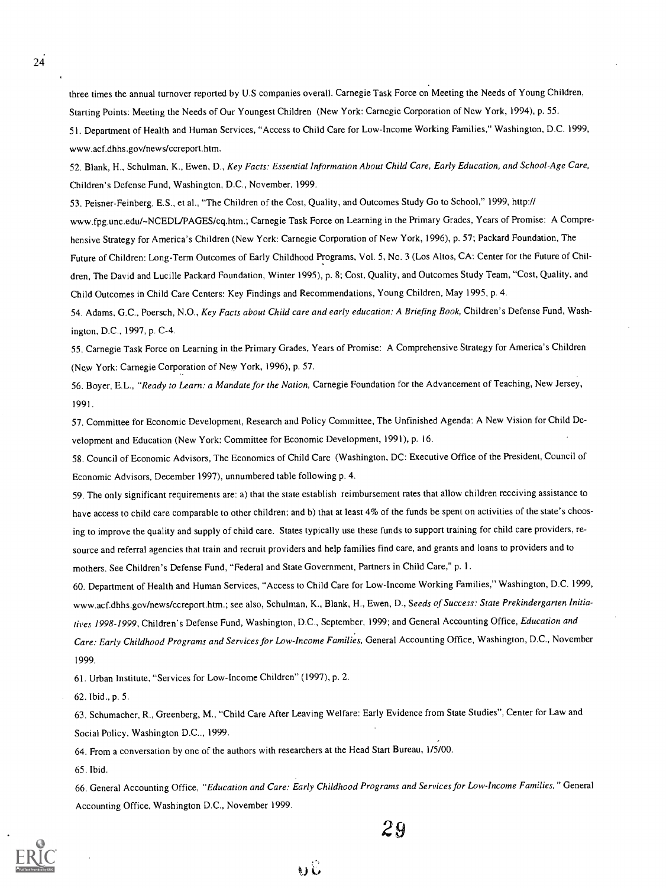three times the annual turnover reported by U.S companies overall. Carnegie Task Force on Meeting the Needs of Young Children, Starting Points: Meeting the Needs of Our Youngest Children (New York: Carnegie Corporation of New York, 1994), p. 55.

51. Department of Health and Human Services, "Access to Child Care for Low-Income Working Families," Washington, D.C. 1999, www.acf.dhhs.gov/news/ccreport.htm.

52. Blank, H., Schulman, K., Ewen, D., *Key Facts: Essential Information About Child Care, Early Education, and School-Age Care*, Children's Defense Fund, Washington, D.C., November, 1999.

53. Peisner-Feinberg, E.S., et al., "The Children of the Cost, Quality, and Outcomes Study Go to School," 1999, http://www.fpg.unc.edu/~NCEDL/PAGES/cq.htm.; Carnegie Task Force on Learning in the Primary Grades, Years of Promise: A Comprehensive Strategy for America's Children (New York: Carnegie Corporation of New York, 1996), p. 57; Packard Foundation, The Future of Children: Long-Term Outcomes of Early Childhood Programs, Vol. 5, No. 3 (Los Altos, CA: Center for the Future of Children, The David and Lucille Packard Foundation, Winter 1995), p. 8; Cost, Quality, and Outcomes Study Team, "Cost, Quality, and Child Outcomes in Child Care Centers: Key Findings and Recommendations, Young Children, May 1995, p. 4.

54. Adams, G.C., Poersch, N.O., *Key Facts about Child care and early education: A Briefing Book*, Children's Defense Fund, Washington, D.C., 1997, p. C-4.

55. Carnegie Task Force on Learning in the Primary Grades, Years of Promise: A Comprehensive Strategy for America's Children (New York: Carnegie Corporation of New York, 1996), p. 57.

56. Boyer, E.L., *"Ready to Learn: a Mandate for the Nation,* Carnegie Foundation for the Advancement of Teaching, New Jersey, 1991.

57. Committee for Economic Development, Research and Policy Committee, The Unfinished Agenda: A New Vision for Child Development and Education (New York: Committee for Economic Development, 1991), p. 16.

58. Council of Economic Advisors, The Economics of Child Care (Washington, DC: Executive Office of the President, Council of Economic Advisors, December 1997), unnumbered table following p. 4.

59. The only significant requirements are: a) that the state establish reimbursement rates that allow children receiving assistance to have access to child care comparable to other children; and b) that at least 4% of the funds be spent on activities of the state's choosing to improve the quality and supply of child care. States typically use these funds to support training for child care providers, resource and referral agencies that train and recruit providers and help families find care, and grants and loans to providers and to mothers. See Children's Defense Fund, "Federal and State Government, Partners in Child Care," p. 1.

60. Department of Health and Human Services, "Access to Child Care for Low-Income Working Families," Washington, D.C. 1999, www.acf.dhhs.gov/news/ccreport.htm.; see also, Schulman, K., Blank, H., Ewen, D., *Seeds of Success: State Prekindergarten Initiatives 1998-1999*, Children's Defense Fund, Washington, D.C., September, 1999; and General Accounting Office, *Education and Care: Early Childhood Programs and Services for Low-Income Families*, General Accounting Office, Washington, D.C., November 1999.

61. Urban Institute, "Services for Low-Income Children" (1997), p. 2.

62. Ibid., p. 5.

63. Schumacher, R., Greenberg, M., "Child Care After Leaving Welfare: Early Evidence from State Studies", Center for Law and Social Policy, Washington D.C.., 1999.

64. From a conversation by one of the authors with researchers at the Head Start Bureau, 1/5/00.

65. Ibid.

66. General Accounting Office, *"Education and Care: Early Childhood Programs and Services for Low-Income Families,"* General Accounting Office, Washington D.C., November 1999.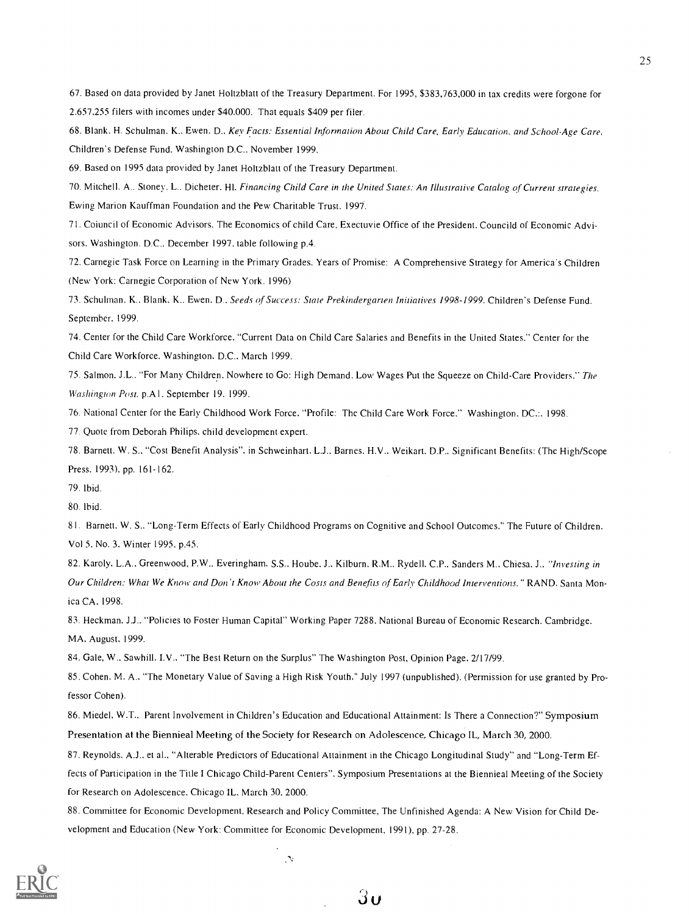67. Based on data provided by Janet Holtzblatt of the Treasury Department. For 1995, $383,763,000 in tax credits were forgone for 2,657,255 filers with incomes under $40,000. That equals $409 per filer.

68. Blank. H. Schulman. K., Ewen. D., *Key Facts: Essential Information About Child Care, Early Education, and School-Age Care*, Children's Defense Fund. Washington D.C.. November 1999.

69. Based on 1995 data provided by Janet Holtzblatt of the Treasury Department.

70. Mitchell. A.. Stoney. L.. Dicheter. Hl. *Financing Child Care in the United States: An Illustrative Catalog of Current strategies*. Ewing Marion Kauffman Foundation and the Pew Charitable Trust. 1997.

71. Coiuncil of Economic Advisors. The Economics of child Care, Exectuvie Office of the President. Councild of Economic Advisors. Washington. D.C.. December 1997. table following p.4.

72. Carnegie Task Force on Learning in the Primary Grades. Years of Promise: A Comprehensive Strategy for America's Children (New York: Carnegie Corporation of New York. 1996)

73. Schulman. K.. Blank. K.. Ewen. D., *Seeds of Success: State Prekindergarten Initiatives 1998-1999*. Children's Defense Fund. September. 1999.

74. Center for the Child Care Workforce. "Current Data on Child Care Salaries and Benefits in the United States." Center for the Child Care Workforce. Washington. D.C., March 1999.

75. Salmon. J.L.. "For Many Children. Nowhere to Go: High Demand. Low Wages Put the Squeeze on Child-Care Providers." *The Washington Post*. p.A1. September 19. 1999.

76. National Center for the Early Childhood Work Force. "Profile: The Child Care Work Force." Washington. DC.:. 1998.

77. Quote from Deborah Philips. child development expert.

78. Barnett. W. S., "Cost Benefit Analysis", in Schweinhart. L.J.. Barnes. H.V.. Weikart. D.P.. Significant Benefits: (The High/Scope Press. 1993). pp. 161-162.

79. Ibid.

80. Ibid.

81. Barnett. W. S.. "Long-Term Effects of Early Childhood Programs on Cognitive and School Outcomes." The Future of Children. Vol 5, No. 3. Winter 1995. p.45.

82. Karoly. L.A.. Greenwood, P.W.. Everingham. S.S.. Hoube. J.. Kilburn. R.M.. Rydell. C.P.. Sanders M.. Chiesa. J.. *"Investing in Our Children: What We Know and Don't Know About the Costs and Benefits of Early Childhood Interventions."* RAND. Santa Monica CA. 1998.

83. Heckman. J.J.. "Policies to Foster Human Capital" Working Paper 7288. National Bureau of Economic Research. Cambridge. MA. August. 1999.

84. Gale, W., Sawhill. I.V., "The Best Return on the Surplus" The Washington Post, Opinion Page. 2/17/99.

85. Cohen. M. A., "The Monetary Value of Saving a High Risk Youth." July 1997 (unpublished). (Permission for use granted by Professor Cohen).

86. Miedel. W.T.. Parent Involvement in Children's Education and Educational Attainment: Is There a Connection?" Symposium Presentation at the Biennieal Meeting of the Society for Research on Adolescence, Chicago IL, March 30, 2000.

87. Reynolds. A.J., et al., "Alterable Predictors of Educational Attainment in the Chicago Longitudinal Study" and "Long-Term Effects of Participation in the Title I Chicago Child-Parent Centers". Symposium Presentations at the Biennieal Meeting of the Society for Research on Adolescence. Chicago IL. March 30, 2000.

88. Committee for Economic Development, Research and Policy Committee, The Unfinished Agenda: A New Vision for Child Development and Education (New York: Committee for Economic Development, 1991), pp. 27-28.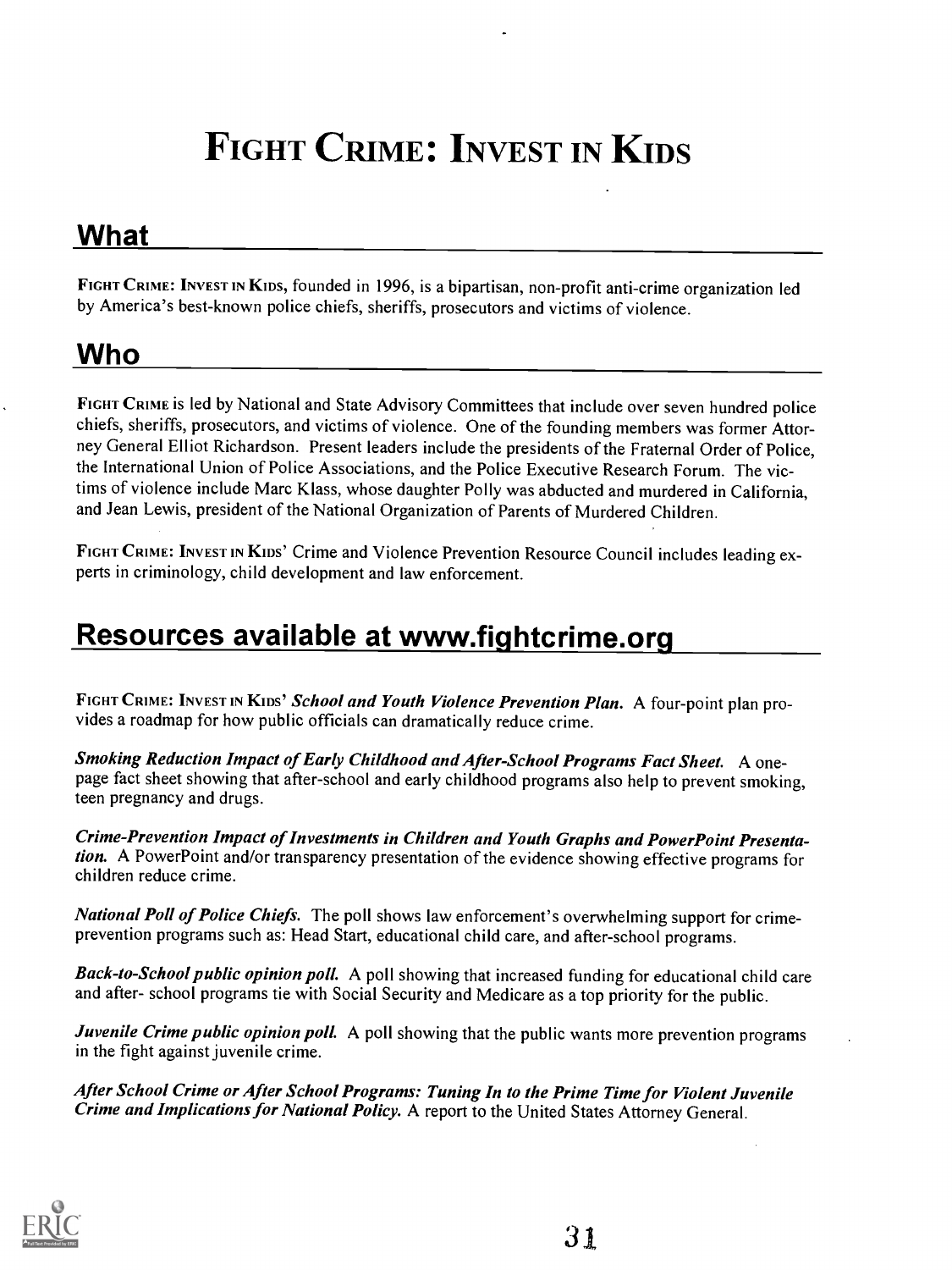# FIGHT CRIME: INVEST IN KIDS

## What

FIGHT CRIME: INVEST IN KIDS, founded in 1996, is a bipartisan, non-profit anti-crime organization led by America's best-known police chiefs, sheriffs, prosecutors and victims of violence.

## Who

FIGHT CRIME is led by National and State Advisory Committees that include over seven hundred police chiefs, sheriffs, prosecutors, and victims of violence. One of the founding members was former Attorney General Elliot Richardson. Present leaders include the presidents of the Fraternal Order of Police, the International Union of Police Associations, and the Police Executive Research Forum. The victims of violence include Marc Klass, whose daughter Polly was abducted and murdered in California, and Jean Lewis, president of the National Organization of Parents of Murdered Children.

FIGHT CRIME: INVEST IN KIDS' Crime and Violence Prevention Resource Council includes leading experts in criminology, child development and law enforcement.

## Resources available at www.fightcrime.org

FIGHT CRIME: INVEST IN KIDS' ***School and Youth Violence Prevention Plan.*** A four-point plan provides a roadmap for how public officials can dramatically reduce crime.

***Smoking Reduction Impact of Early Childhood and After-School Programs Fact Sheet.*** A one-page fact sheet showing that after-school and early childhood programs also help to prevent smoking, teen pregnancy and drugs.

***Crime-Prevention Impact of Investments in Children and Youth Graphs and PowerPoint Presentation.*** A PowerPoint and/or transparency presentation of the evidence showing effective programs for children reduce crime.

***National Poll of Police Chiefs.*** The poll shows law enforcement's overwhelming support for crime-prevention programs such as: Head Start, educational child care, and after-school programs.

***Back-to-School public opinion poll.*** A poll showing that increased funding for educational child care and after- school programs tie with Social Security and Medicare as a top priority for the public.

***Juvenile Crime public opinion poll.*** A poll showing that the public wants more prevention programs in the fight against juvenile crime.

***After School Crime or After School Programs: Tuning In to the Prime Time for Violent Juvenile Crime and Implications for National Policy.*** A report to the United States Attorney General.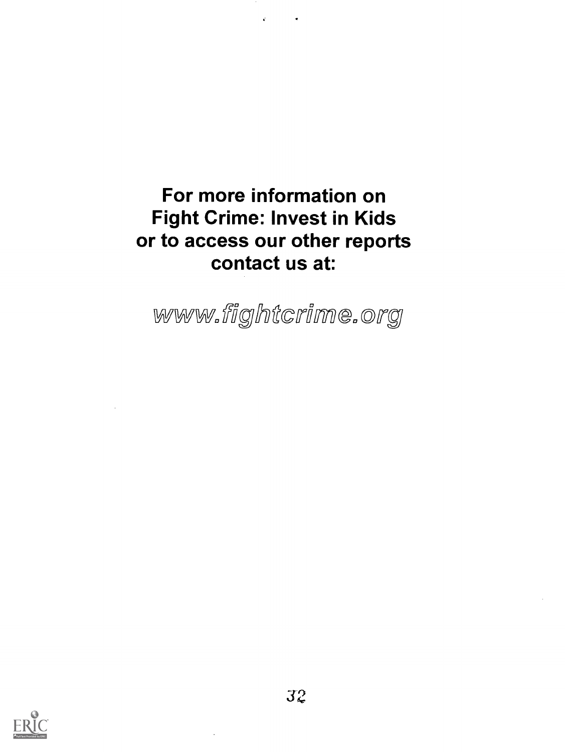**For more information on Fight Crime: Invest in Kids or to access our other reports contact us at:**

www.fightcrime.org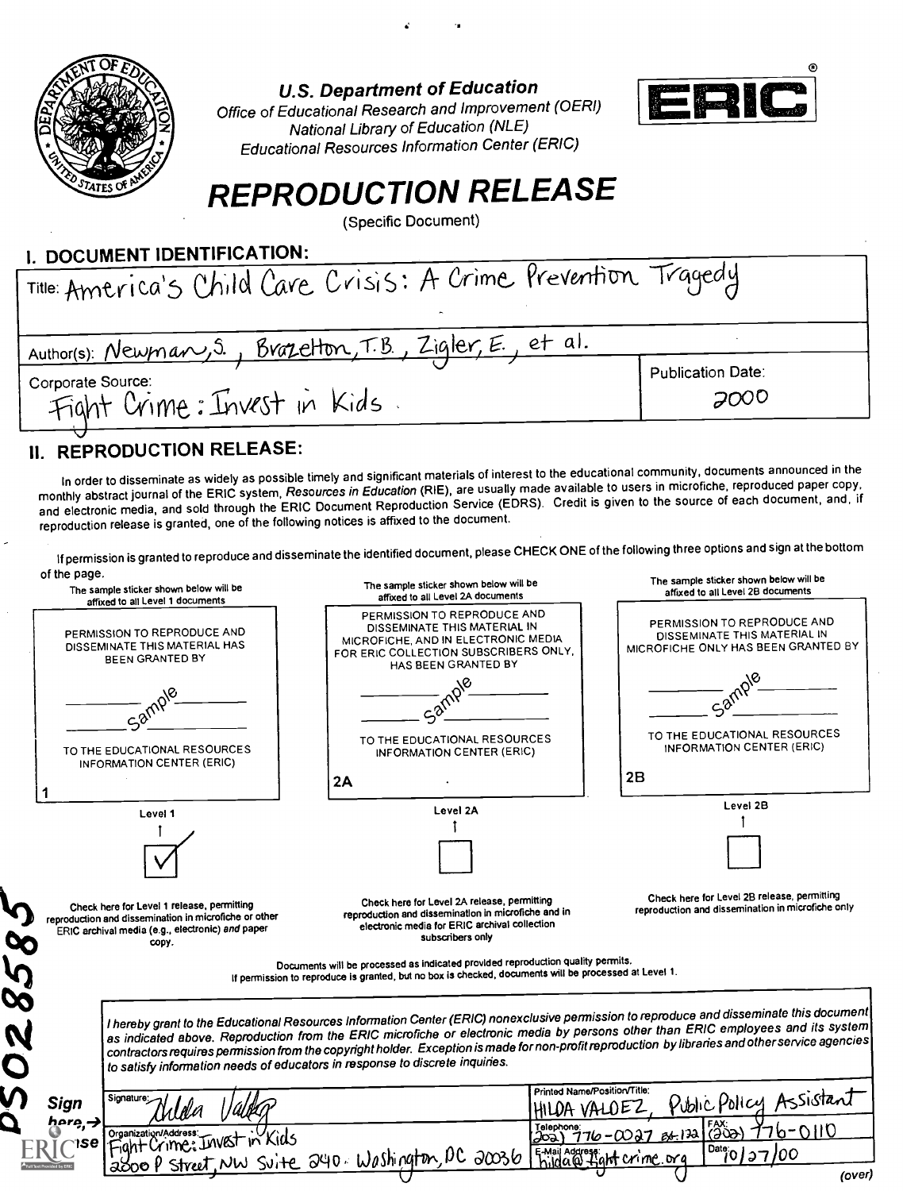**U.S. Department of Education**
*Office of Educational Research and Improvement (OERI)*
*National Library of Education (NLE)*
*Educational Resources Information Center (ERIC)*

ERIC®

# REPRODUCTION RELEASE

(Specific Document)

## I. DOCUMENT IDENTIFICATION:

| | |
|---|---|
| Title: America's Child Care Crisis: A Crime Prevention Tragedy | |
| Author(s): Newman, S., Brazelton, T.B., Zigler, E., et al. | |
| Corporate Source: Fight Crime: Invest in Kids | Publication Date: 2000 |

## II. REPRODUCTION RELEASE:

In order to disseminate as widely as possible timely and significant materials of interest to the educational community, documents announced in the monthly abstract journal of the ERIC system, *Resources in Education* (RIE), are usually made available to users in microfiche, reproduced paper copy, and electronic media, and sold through the ERIC Document Reproduction Service (EDRS). Credit is given to the source of each document, and, if reproduction release is granted, one of the following notices is affixed to the document.

If permission is granted to reproduce and disseminate the identified document, please CHECK ONE of the following three options and sign at the bottom of the page.

| The sample sticker shown below will be affixed to all Level 1 documents | The sample sticker shown below will be affixed to all Level 2A documents | The sample sticker shown below will be affixed to all Level 2B documents |
|---|---|---|
| PERMISSION TO REPRODUCE AND DISSEMINATE THIS MATERIAL HAS BEEN GRANTED BY<br>Sample<br>TO THE EDUCATIONAL RESOURCES INFORMATION CENTER (ERIC)<br>1 | PERMISSION TO REPRODUCE AND DISSEMINATE THIS MATERIAL IN MICROFICHE, AND IN ELECTRONIC MEDIA FOR ERIC COLLECTION SUBSCRIBERS ONLY, HAS BEEN GRANTED BY<br>Sample<br>TO THE EDUCATIONAL RESOURCES INFORMATION CENTER (ERIC)<br>2A | PERMISSION TO REPRODUCE AND DISSEMINATE THIS MATERIAL IN MICROFICHE ONLY HAS BEEN GRANTED BY<br>Sample<br>TO THE EDUCATIONAL RESOURCES INFORMATION CENTER (ERIC)<br>2B |
| Level 1<br>☑ | Level 2A<br>☐ | Level 2B<br>☐ |
| Check here for Level 1 release, permitting reproduction and dissemination in microfiche or other ERIC archival media (e.g., electronic) *and* paper copy. | Check here for Level 2A release, permitting reproduction and dissemination in microfiche and in electronic media for ERIC archival collection subscribers only | Check here for Level 2B release, permitting reproduction and dissemination in microfiche only |

Documents will be processed as indicated provided reproduction quality permits.
If permission to reproduce is granted, but no box is checked, documents will be processed at Level 1.

*I hereby grant to the Educational Resources Information Center (ERIC) nonexclusive permission to reproduce and disseminate this document as indicated above. Reproduction from the ERIC microfiche or electronic media by persons other than ERIC employees and its system contractors requires permission from the copyright holder. Exception is made for non-profit reproduction by libraries and other service agencies to satisfy information needs of educators in response to discrete inquiries.*

**Sign here, → please**

| | | |
|---|---|---|
| Signature: Hilda Valdez | Printed Name/Position/Title: HILDA VALDEZ, Public Policy Assistant | |
| Organization/Address: Fight Crime: Invest in Kids, 2000 P Street, NW Suite 240. Washington, DC 20036 | Telephone: (202) 776-0027 ext. 132 | FAX: (202) 776-0110 |
| | E-Mail Address: hilda@fightcrime.org | Date: 10/27/00 |

PS028585

(over)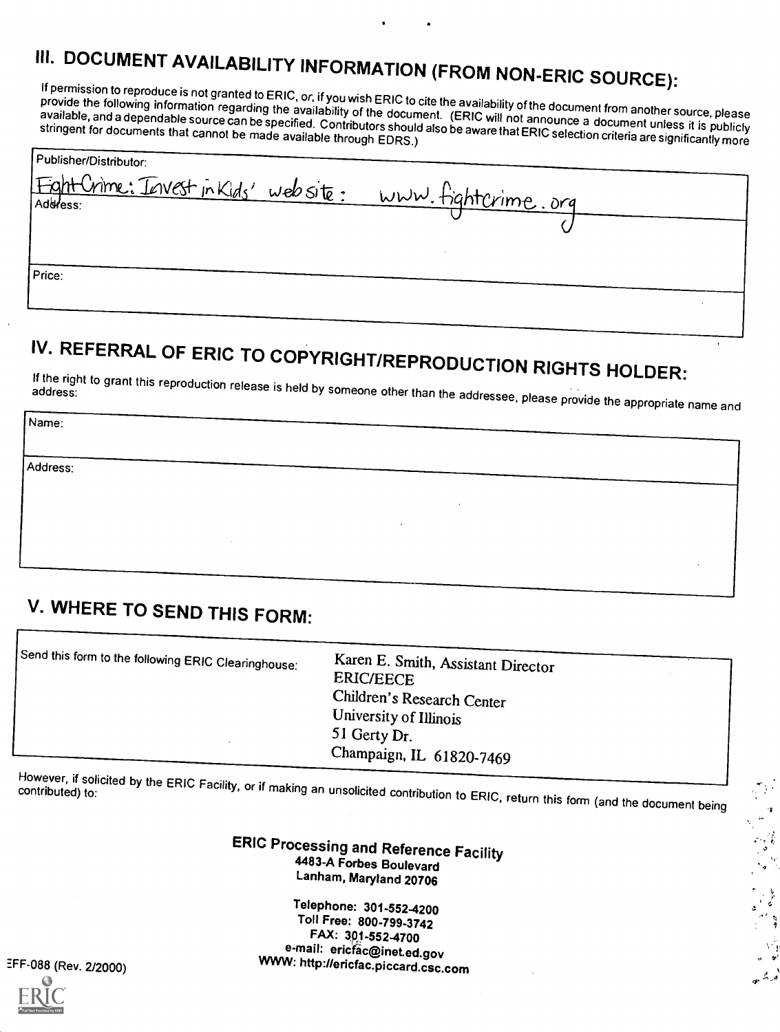## III. DOCUMENT AVAILABILITY INFORMATION (FROM NON-ERIC SOURCE):

If permission to reproduce is not granted to ERIC, or, if you wish ERIC to cite the availability of the document from another source, please provide the following information regarding the availability of the document. (ERIC will not announce a document unless it is publicly available, and a dependable source can be specified. Contributors should also be aware that ERIC selection criteria are significantly more stringent for documents that cannot be made available through EDRS.)

Publisher/Distributor: Fight Crime: Invest in Kids' website: www.fightcrime.org

Address:

Price:

## IV. REFERRAL OF ERIC TO COPYRIGHT/REPRODUCTION RIGHTS HOLDER:

If the right to grant this reproduction release is held by someone other than the addressee, please provide the appropriate name and address:

Name:

Address:

## V. WHERE TO SEND THIS FORM:

Send this form to the following ERIC Clearinghouse:

Karen E. Smith, Assistant Director
ERIC/EECE
Children's Research Center
University of Illinois
51 Gerty Dr.
Champaign, IL 61820-7469

However, if solicited by the ERIC Facility, or if making an unsolicited contribution to ERIC, return this form (and the document being contributed) to:

**ERIC Processing and Reference Facility**
**4483-A Forbes Boulevard**
**Lanham, Maryland 20706**

**Telephone: 301-552-4200**
**Toll Free: 800-799-3742**
**FAX: 301-552-4700**
**e-mail: ericfac@inet.ed.gov**
**WWW: http://ericfac.piccard.csc.com**

EFF-088 (Rev. 2/2000)